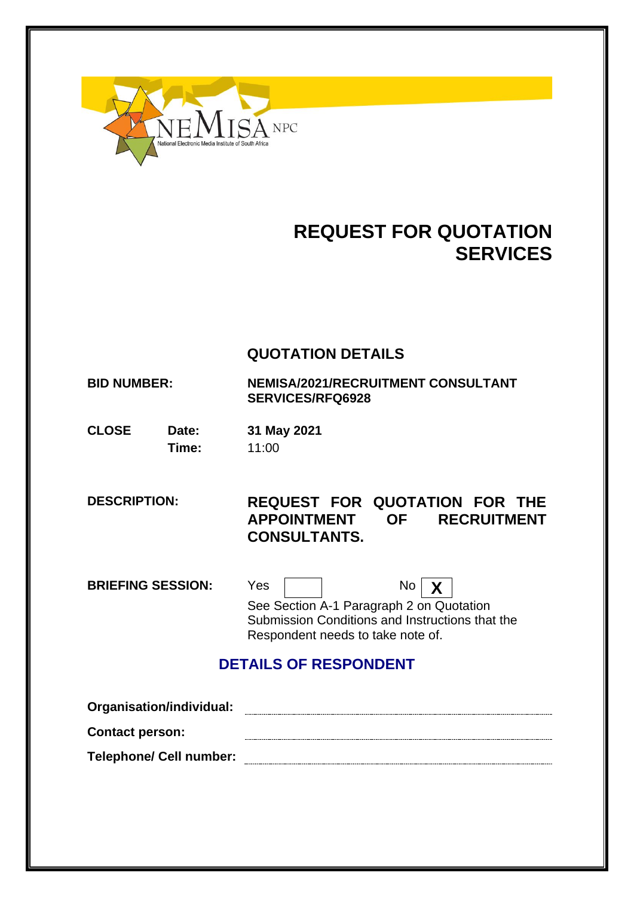NEMISA NPC

National Electronic Media Institute of South Africa

# REQUEST FOR QUOTATION SERVICES

## QUOTATION DETAILS

**BID NUMBER:** **NEMISA/2021/RECRUITMENT CONSULTANT SERVICES/RFQ6928**

**CLOSE** **Date:** **31 May 2021**

**Time:** 11:00

**DESCRIPTION:** **REQUEST FOR QUOTATION FOR THE APPOINTMENT OF RECRUITMENT CONSULTANTS.**

**BRIEFING SESSION:** Yes [ ] No [X]

See Section A-1 Paragraph 2 on Quotation Submission Conditions and Instructions that the Respondent needs to take note of.

## DETAILS OF RESPONDENT

**Organisation/individual:** ..............................

**Contact person:** ..............................

**Telephone/ Cell number:** ..............................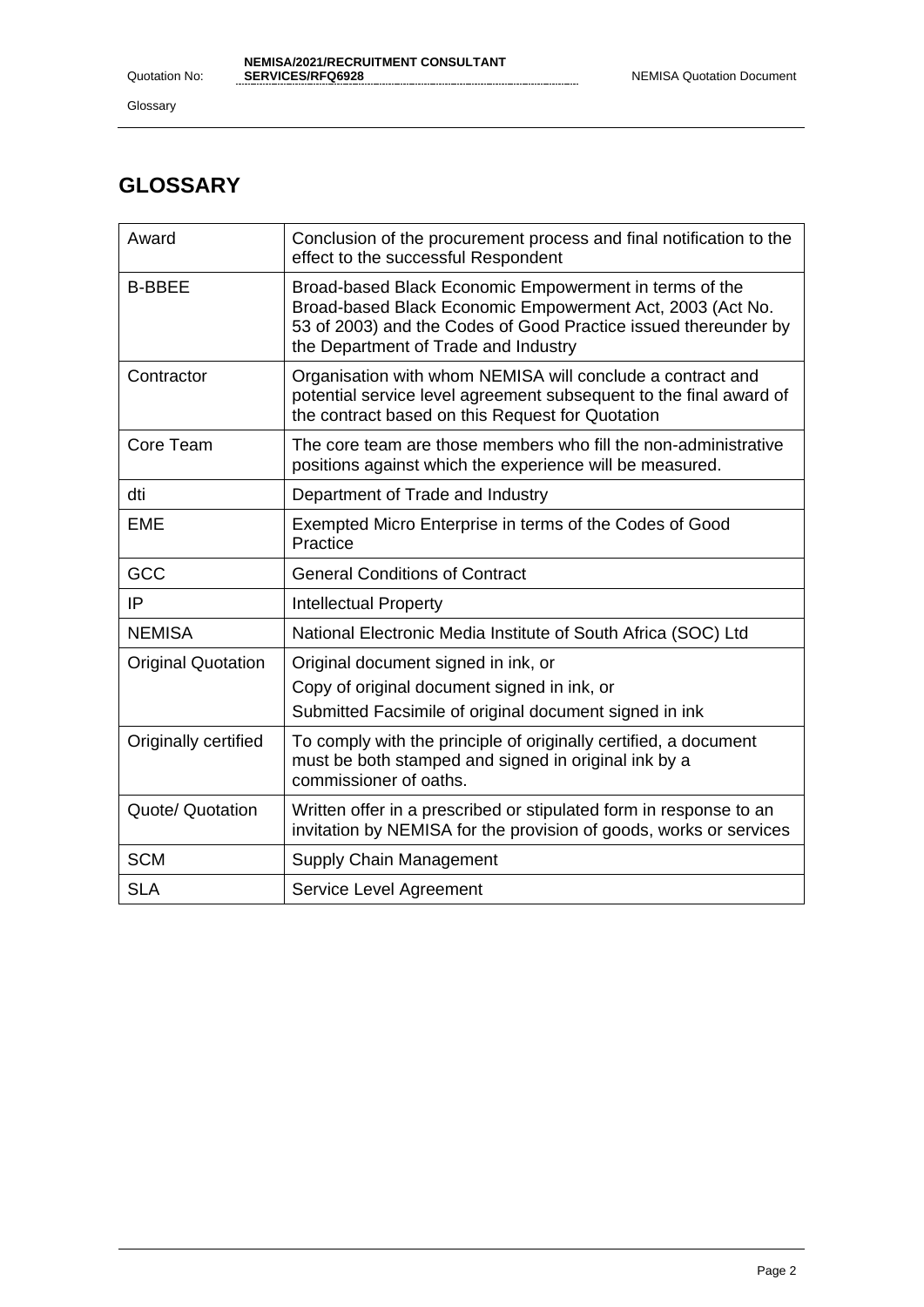# GLOSSARY

| | |
|---|---|
| Award | Conclusion of the procurement process and final notification to the effect to the successful Respondent |
| B-BBEE | Broad-based Black Economic Empowerment in terms of the Broad-based Black Economic Empowerment Act, 2003 (Act No. 53 of 2003) and the Codes of Good Practice issued thereunder by the Department of Trade and Industry |
| Contractor | Organisation with whom NEMISA will conclude a contract and potential service level agreement subsequent to the final award of the contract based on this Request for Quotation |
| Core Team | The core team are those members who fill the non-administrative positions against which the experience will be measured. |
| dti | Department of Trade and Industry |
| EME | Exempted Micro Enterprise in terms of the Codes of Good Practice |
| GCC | General Conditions of Contract |
| IP | Intellectual Property |
| NEMISA | National Electronic Media Institute of South Africa (SOC) Ltd |
| Original Quotation | Original document signed in ink, or<br>Copy of original document signed in ink, or<br>Submitted Facsimile of original document signed in ink |
| Originally certified | To comply with the principle of originally certified, a document must be both stamped and signed in original ink by a commissioner of oaths. |
| Quote/ Quotation | Written offer in a prescribed or stipulated form in response to an invitation by NEMISA for the provision of goods, works or services |
| SCM | Supply Chain Management |
| SLA | Service Level Agreement |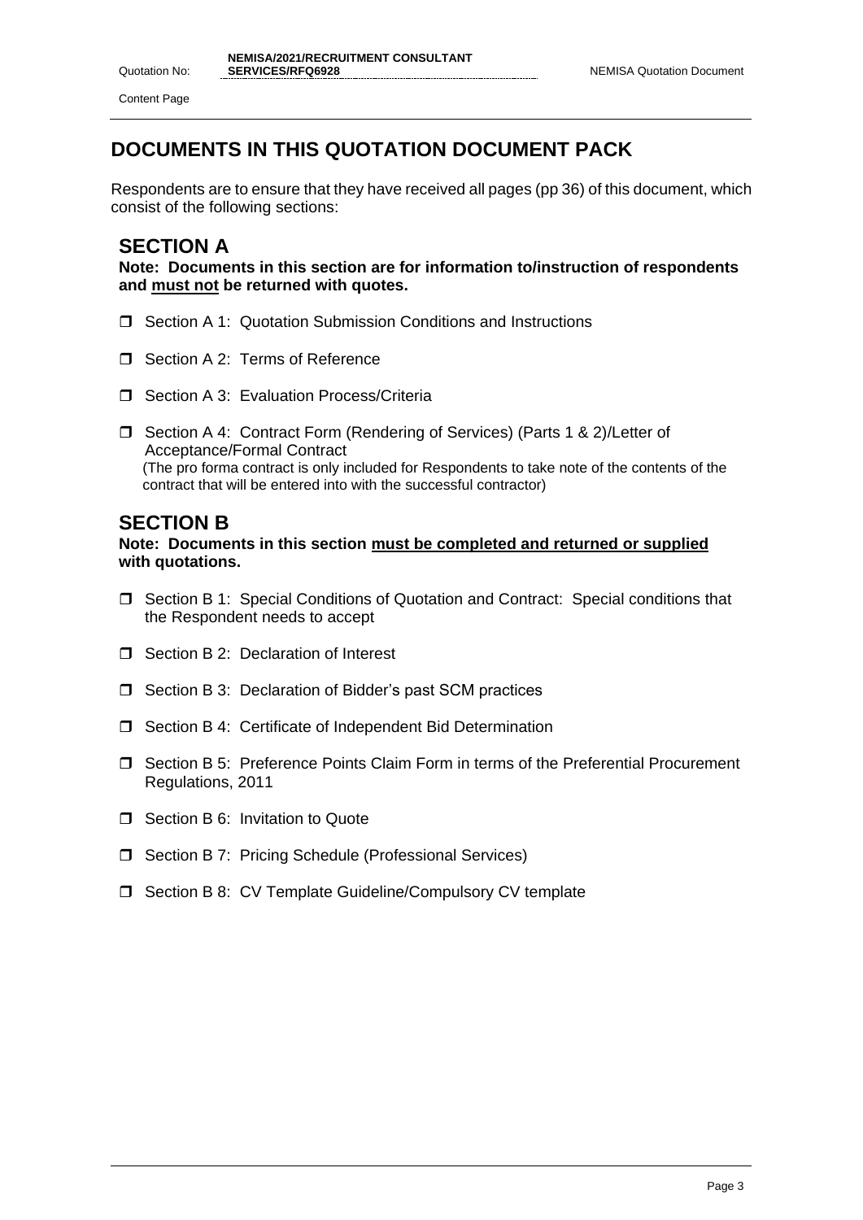# DOCUMENTS IN THIS QUOTATION DOCUMENT PACK

Respondents are to ensure that they have received all pages (pp 36) of this document, which consist of the following sections:

## SECTION A

**Note: Documents in this section are for information to/instruction of respondents and <u>must not</u> be returned with quotes.**

- ☐ Section A 1: Quotation Submission Conditions and Instructions
- ☐ Section A 2: Terms of Reference
- ☐ Section A 3: Evaluation Process/Criteria
- ☐ Section A 4: Contract Form (Rendering of Services) (Parts 1 & 2)/Letter of Acceptance/Formal Contract
  (The pro forma contract is only included for Respondents to take note of the contents of the contract that will be entered into with the successful contractor)

## SECTION B

**Note: Documents in this section <u>must be completed and returned or supplied</u> with quotations.**

- ☐ Section B 1: Special Conditions of Quotation and Contract: Special conditions that the Respondent needs to accept
- ☐ Section B 2: Declaration of Interest
- ☐ Section B 3: Declaration of Bidder's past SCM practices
- ☐ Section B 4: Certificate of Independent Bid Determination
- ☐ Section B 5: Preference Points Claim Form in terms of the Preferential Procurement Regulations, 2011
- ☐ Section B 6: Invitation to Quote
- ☐ Section B 7: Pricing Schedule (Professional Services)
- ☐ Section B 8: CV Template Guideline/Compulsory CV template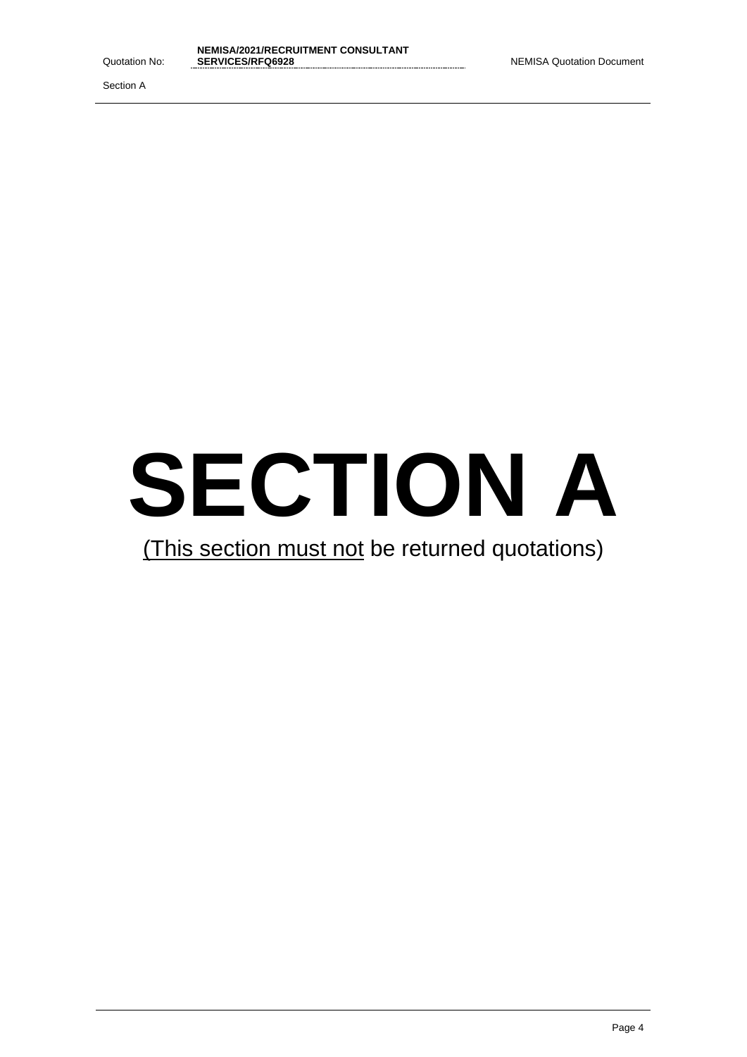# SECTION A

(<u>This section must not</u> be returned quotations)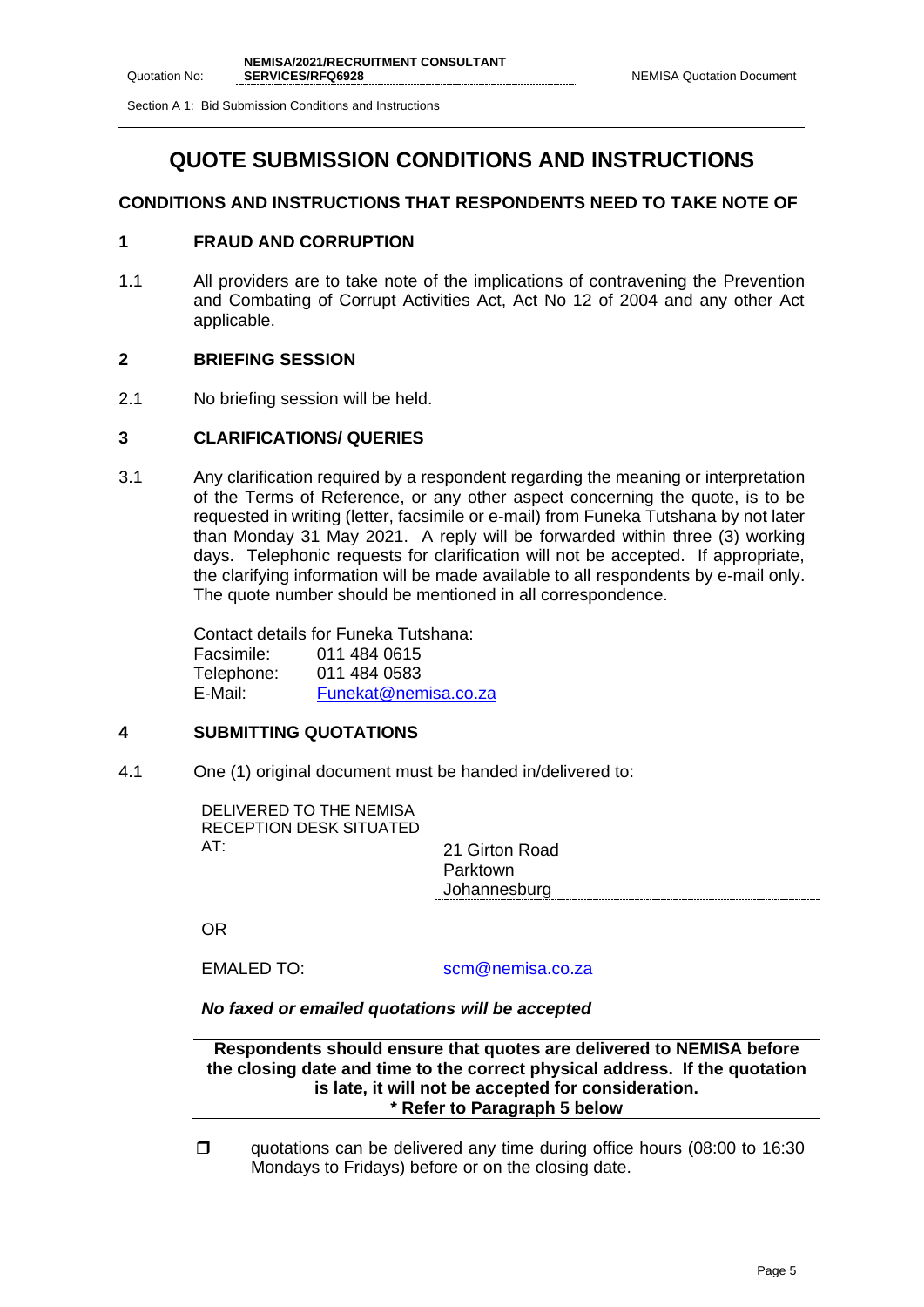# QUOTE SUBMISSION CONDITIONS AND INSTRUCTIONS

## CONDITIONS AND INSTRUCTIONS THAT RESPONDENTS NEED TO TAKE NOTE OF

### 1 FRAUD AND CORRUPTION

1.1 All providers are to take note of the implications of contravening the Prevention and Combating of Corrupt Activities Act, Act No 12 of 2004 and any other Act applicable.

### 2 BRIEFING SESSION

2.1 No briefing session will be held.

### 3 CLARIFICATIONS/ QUERIES

3.1 Any clarification required by a respondent regarding the meaning or interpretation of the Terms of Reference, or any other aspect concerning the quote, is to be requested in writing (letter, facsimile or e-mail) from Funeka Tutshana by not later than Monday 31 May 2021. A reply will be forwarded within three (3) working days. Telephonic requests for clarification will not be accepted. If appropriate, the clarifying information will be made available to all respondents by e-mail only. The quote number should be mentioned in all correspondence.

Contact details for Funeka Tutshana:
Facsimile: 011 484 0615
Telephone: 011 484 0583
E-Mail: Funekat@nemisa.co.za

### 4 SUBMITTING QUOTATIONS

4.1 One (1) original document must be handed in/delivered to:

DELIVERED TO THE NEMISA RECEPTION DESK SITUATED AT: 21 Girton Road
Parktown
Johannesburg

OR

EMALED TO: scm@nemisa.co.za

***No faxed or emailed quotations will be accepted***

**Respondents should ensure that quotes are delivered to NEMISA before the closing date and time to the correct physical address. If the quotation is late, it will not be accepted for consideration.**
**\* Refer to Paragraph 5 below**

- ❒ quotations can be delivered any time during office hours (08:00 to 16:30 Mondays to Fridays) before or on the closing date.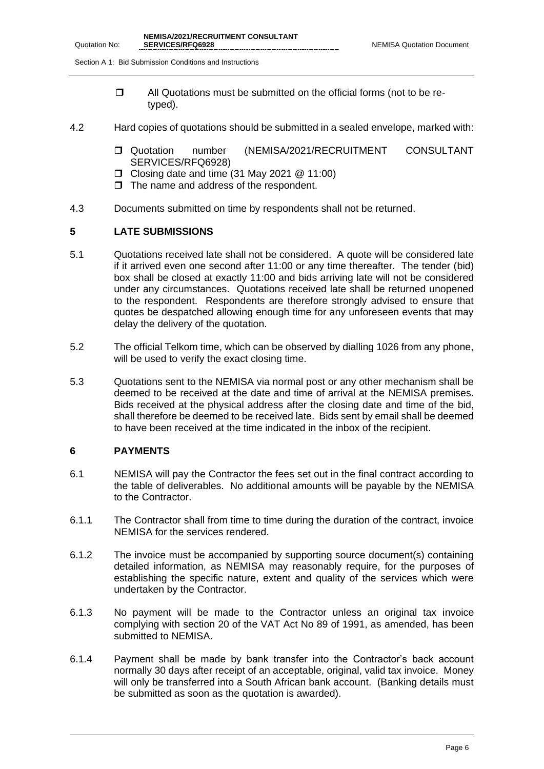- All Quotations must be submitted on the official forms (not to be re-typed).

4.2 Hard copies of quotations should be submitted in a sealed envelope, marked with:

- Quotation number (NEMISA/2021/RECRUITMENT CONSULTANT SERVICES/RFQ6928)
- Closing date and time (31 May 2021 @ 11:00)
- The name and address of the respondent.

4.3 Documents submitted on time by respondents shall not be returned.

## 5 LATE SUBMISSIONS

5.1 Quotations received late shall not be considered. A quote will be considered late if it arrived even one second after 11:00 or any time thereafter. The tender (bid) box shall be closed at exactly 11:00 and bids arriving late will not be considered under any circumstances. Quotations received late shall be returned unopened to the respondent. Respondents are therefore strongly advised to ensure that quotes be despatched allowing enough time for any unforeseen events that may delay the delivery of the quotation.

5.2 The official Telkom time, which can be observed by dialling 1026 from any phone, will be used to verify the exact closing time.

5.3 Quotations sent to the NEMISA via normal post or any other mechanism shall be deemed to be received at the date and time of arrival at the NEMISA premises. Bids received at the physical address after the closing date and time of the bid, shall therefore be deemed to be received late. Bids sent by email shall be deemed to have been received at the time indicated in the inbox of the recipient.

## 6 PAYMENTS

6.1 NEMISA will pay the Contractor the fees set out in the final contract according to the table of deliverables. No additional amounts will be payable by the NEMISA to the Contractor.

6.1.1 The Contractor shall from time to time during the duration of the contract, invoice NEMISA for the services rendered.

6.1.2 The invoice must be accompanied by supporting source document(s) containing detailed information, as NEMISA may reasonably require, for the purposes of establishing the specific nature, extent and quality of the services which were undertaken by the Contractor.

6.1.3 No payment will be made to the Contractor unless an original tax invoice complying with section 20 of the VAT Act No 89 of 1991, as amended, has been submitted to NEMISA.

6.1.4 Payment shall be made by bank transfer into the Contractor's back account normally 30 days after receipt of an acceptable, original, valid tax invoice. Money will only be transferred into a South African bank account. (Banking details must be submitted as soon as the quotation is awarded).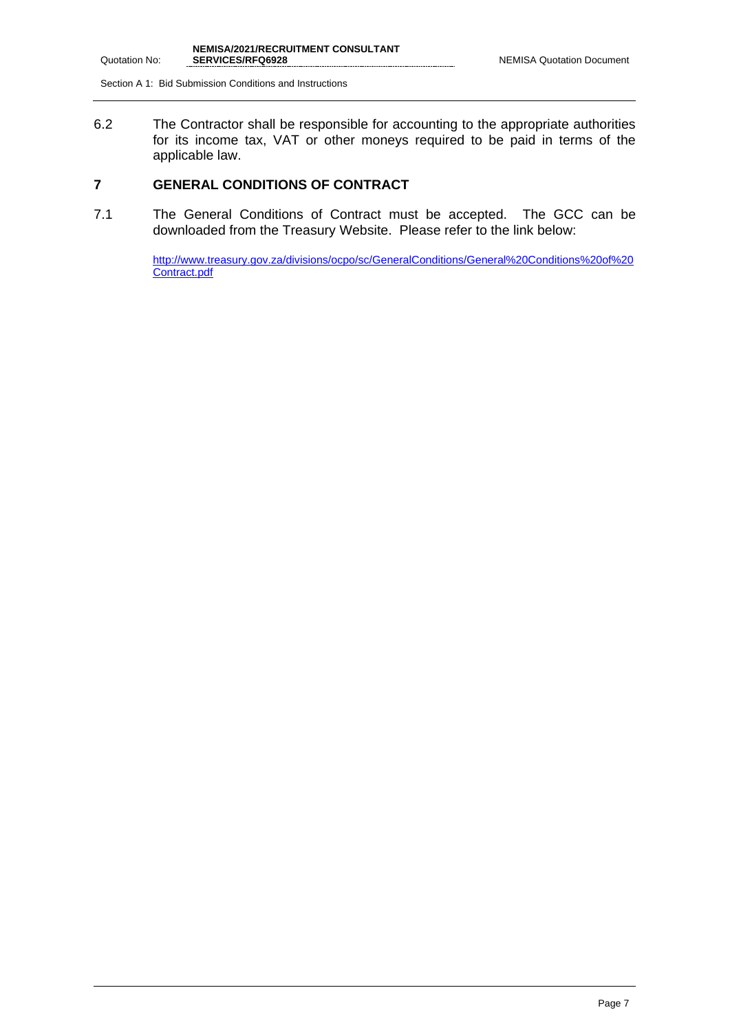6.2 The Contractor shall be responsible for accounting to the appropriate authorities for its income tax, VAT or other moneys required to be paid in terms of the applicable law.

## 7 GENERAL CONDITIONS OF CONTRACT

7.1 The General Conditions of Contract must be accepted. The GCC can be downloaded from the Treasury Website. Please refer to the link below:

[http://www.treasury.gov.za/divisions/ocpo/sc/GeneralConditions/General%20Conditions%20of%20Contract.pdf](http://www.treasury.gov.za/divisions/ocpo/sc/GeneralConditions/General%20Conditions%20of%20Contract.pdf)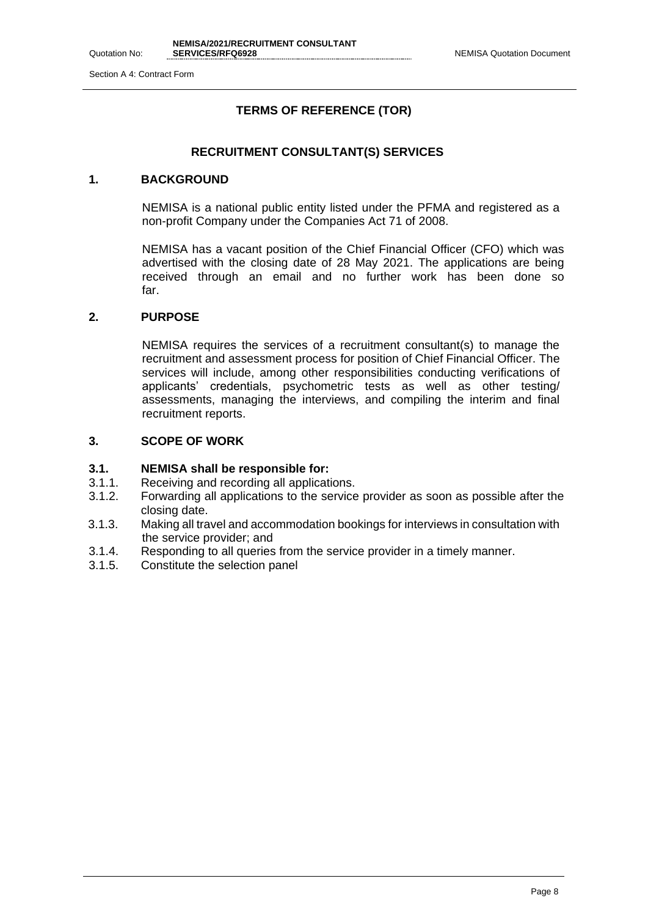# TERMS OF REFERENCE (TOR)

## RECRUITMENT CONSULTANT(S) SERVICES

### 1. BACKGROUND

NEMISA is a national public entity listed under the PFMA and registered as a non-profit Company under the Companies Act 71 of 2008.

NEMISA has a vacant position of the Chief Financial Officer (CFO) which was advertised with the closing date of 28 May 2021. The applications are being received through an email and no further work has been done so far.

### 2. PURPOSE

NEMISA requires the services of a recruitment consultant(s) to manage the recruitment and assessment process for position of Chief Financial Officer. The services will include, among other responsibilities conducting verifications of applicants' credentials, psychometric tests as well as other testing/ assessments, managing the interviews, and compiling the interim and final recruitment reports.

### 3. SCOPE OF WORK

#### 3.1. NEMISA shall be responsible for:

3.1.1. Receiving and recording all applications.

3.1.2. Forwarding all applications to the service provider as soon as possible after the closing date.

3.1.3. Making all travel and accommodation bookings for interviews in consultation with the service provider; and

3.1.4. Responding to all queries from the service provider in a timely manner.

3.1.5. Constitute the selection panel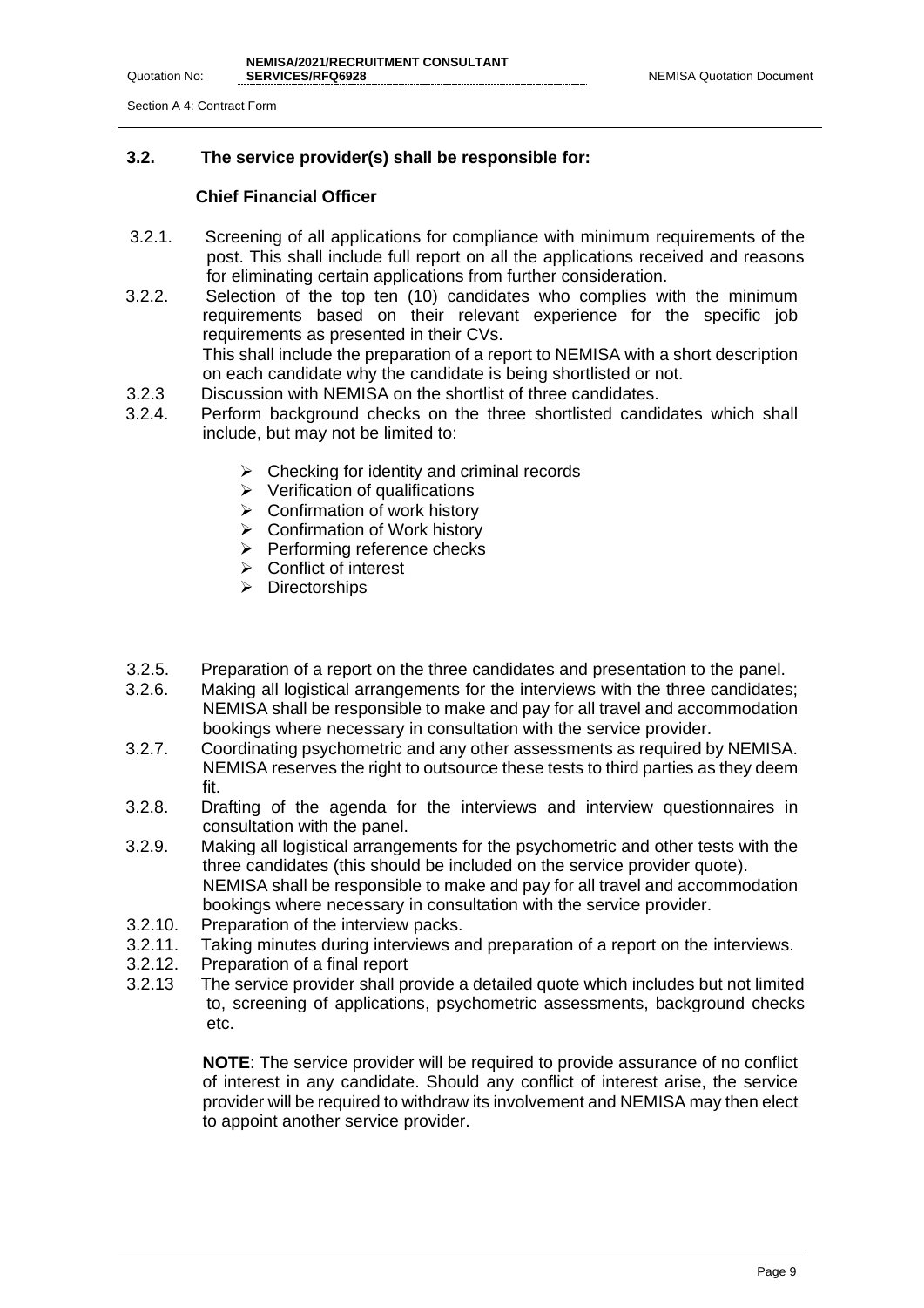### 3.2. The service provider(s) shall be responsible for:

**Chief Financial Officer**

3.2.1. Screening of all applications for compliance with minimum requirements of the post. This shall include full report on all the applications received and reasons for eliminating certain applications from further consideration.

3.2.2. Selection of the top ten (10) candidates who complies with the minimum requirements based on their relevant experience for the specific job requirements as presented in their CVs.
This shall include the preparation of a report to NEMISA with a short description on each candidate why the candidate is being shortlisted or not.

3.2.3 Discussion with NEMISA on the shortlist of three candidates.

3.2.4. Perform background checks on the three shortlisted candidates which shall include, but may not be limited to:

- Checking for identity and criminal records
- Verification of qualifications
- Confirmation of work history
- Confirmation of Work history
- Performing reference checks
- Conflict of interest
- Directorships

3.2.5. Preparation of a report on the three candidates and presentation to the panel.

3.2.6. Making all logistical arrangements for the interviews with the three candidates; NEMISA shall be responsible to make and pay for all travel and accommodation bookings where necessary in consultation with the service provider.

3.2.7. Coordinating psychometric and any other assessments as required by NEMISA. NEMISA reserves the right to outsource these tests to third parties as they deem fit.

3.2.8. Drafting of the agenda for the interviews and interview questionnaires in consultation with the panel.

3.2.9. Making all logistical arrangements for the psychometric and other tests with the three candidates (this should be included on the service provider quote). NEMISA shall be responsible to make and pay for all travel and accommodation bookings where necessary in consultation with the service provider.

3.2.10. Preparation of the interview packs.

3.2.11. Taking minutes during interviews and preparation of a report on the interviews.

3.2.12. Preparation of a final report

3.2.13 The service provider shall provide a detailed quote which includes but not limited to, screening of applications, psychometric assessments, background checks etc.

**NOTE**: The service provider will be required to provide assurance of no conflict of interest in any candidate. Should any conflict of interest arise, the service provider will be required to withdraw its involvement and NEMISA may then elect to appoint another service provider.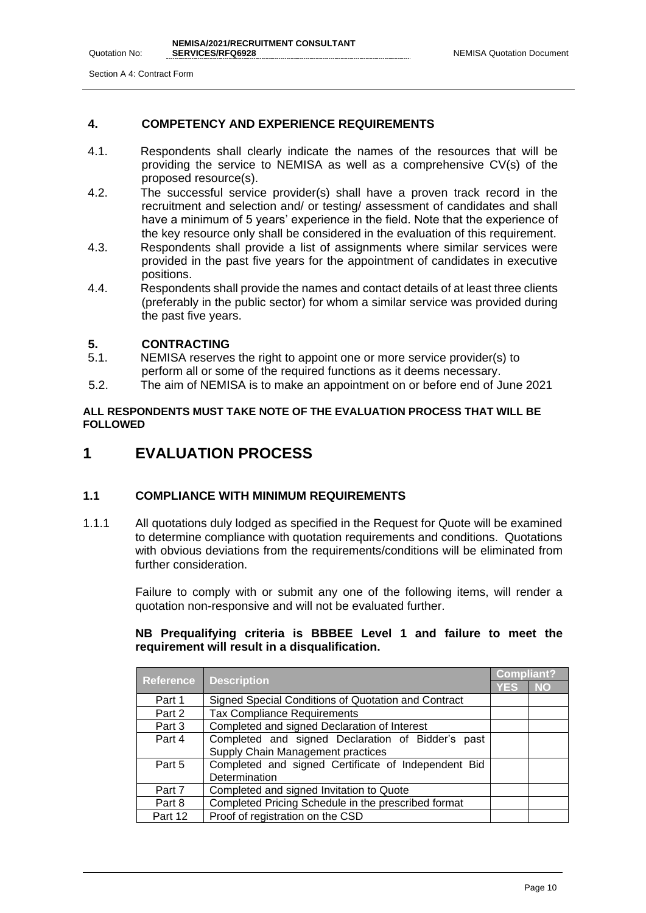## 4. COMPETENCY AND EXPERIENCE REQUIREMENTS

4.1. Respondents shall clearly indicate the names of the resources that will be providing the service to NEMISA as well as a comprehensive CV(s) of the proposed resource(s).

4.2. The successful service provider(s) shall have a proven track record in the recruitment and selection and/ or testing/ assessment of candidates and shall have a minimum of 5 years' experience in the field. Note that the experience of the key resource only shall be considered in the evaluation of this requirement.

4.3. Respondents shall provide a list of assignments where similar services were provided in the past five years for the appointment of candidates in executive positions.

4.4. Respondents shall provide the names and contact details of at least three clients (preferably in the public sector) for whom a similar service was provided during the past five years.

## 5. CONTRACTING

5.1. NEMISA reserves the right to appoint one or more service provider(s) to perform all or some of the required functions as it deems necessary.

5.2. The aim of NEMISA is to make an appointment on or before end of June 2021

**ALL RESPONDENTS MUST TAKE NOTE OF THE EVALUATION PROCESS THAT WILL BE FOLLOWED**

# 1 EVALUATION PROCESS

## 1.1 COMPLIANCE WITH MINIMUM REQUIREMENTS

1.1.1 All quotations duly lodged as specified in the Request for Quote will be examined to determine compliance with quotation requirements and conditions. Quotations with obvious deviations from the requirements/conditions will be eliminated from further consideration.

Failure to comply with or submit any one of the following items, will render a quotation non-responsive and will not be evaluated further.

**NB Prequalifying criteria is BBBEE Level 1 and failure to meet the requirement will result in a disqualification.**

| Reference | Description | Compliant? | |
|---|---|---|---|
| | | YES | NO |
| Part 1 | Signed Special Conditions of Quotation and Contract | | |
| Part 2 | Tax Compliance Requirements | | |
| Part 3 | Completed and signed Declaration of Interest | | |
| Part 4 | Completed and signed Declaration of Bidder's past Supply Chain Management practices | | |
| Part 5 | Completed and signed Certificate of Independent Bid Determination | | |
| Part 7 | Completed and signed Invitation to Quote | | |
| Part 8 | Completed Pricing Schedule in the prescribed format | | |
| Part 12 | Proof of registration on the CSD | | |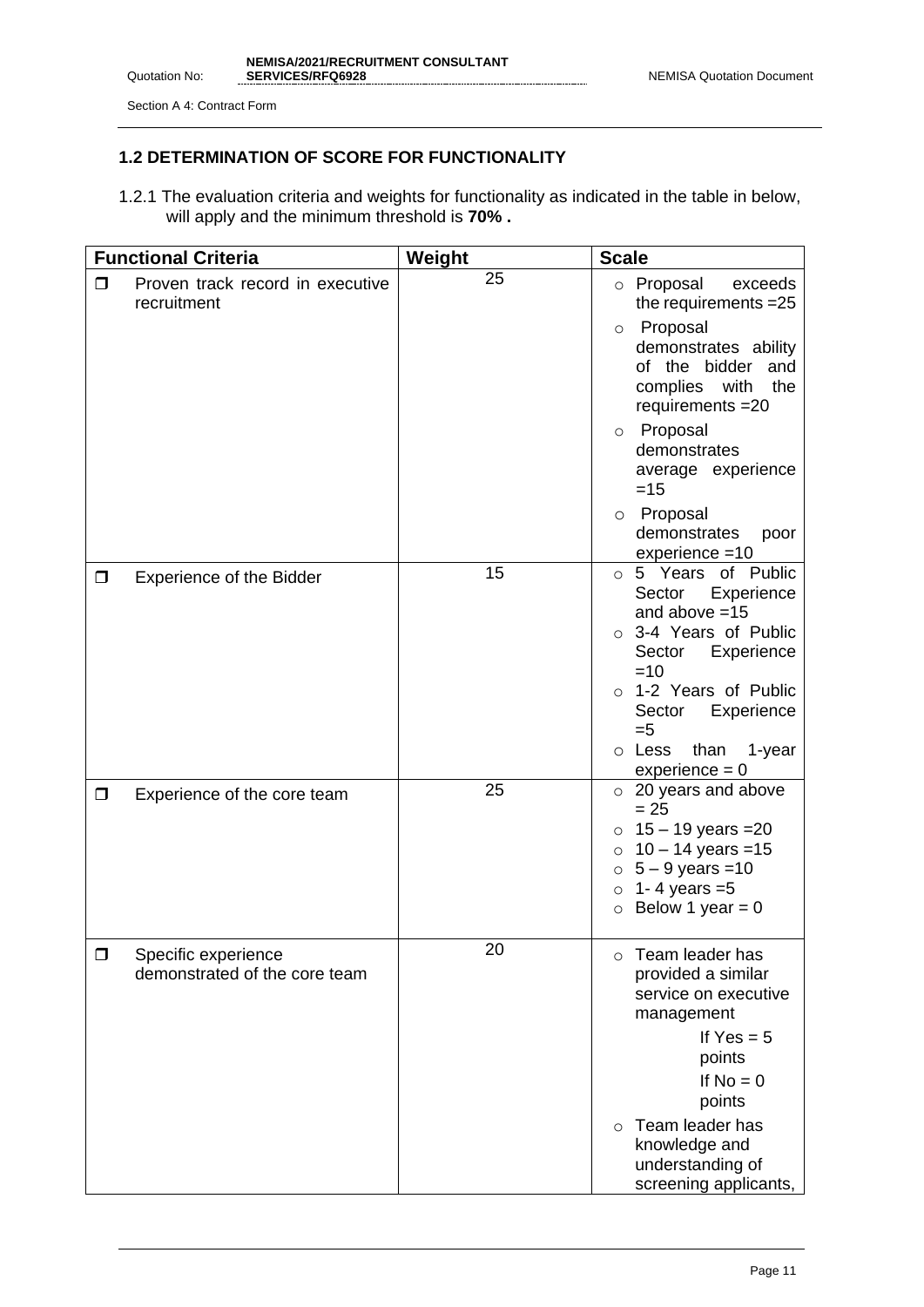## 1.2 DETERMINATION OF SCORE FOR FUNCTIONALITY

1.2.1 The evaluation criteria and weights for functionality as indicated in the table in below, will apply and the minimum threshold is **70% .**

| Functional Criteria | Weight | Scale |
|---|---|---|
| ❒ Proven track record in executive recruitment | 25 | ○ Proposal exceeds the requirements =25<br>○ Proposal demonstrates ability of the bidder and complies with the requirements =20<br>○ Proposal demonstrates average experience =15<br>○ Proposal demonstrates poor experience =10 |
| ❒ Experience of the Bidder | 15 | ○ 5 Years of Public Sector Experience and above =15<br>○ 3-4 Years of Public Sector Experience =10<br>○ 1-2 Years of Public Sector Experience =5<br>○ Less than 1-year experience = 0 |
| ❒ Experience of the core team | 25 | ○ 20 years and above = 25<br>○ 15 – 19 years =20<br>○ 10 – 14 years =15<br>○ 5 – 9 years =10<br>○ 1- 4 years =5<br>○ Below 1 year = 0 |
| ❒ Specific experience demonstrated of the core team | 20 | ○ Team leader has provided a similar service on executive management<br>If Yes = 5 points<br>If No = 0 points<br>○ Team leader has knowledge and understanding of screening applicants, |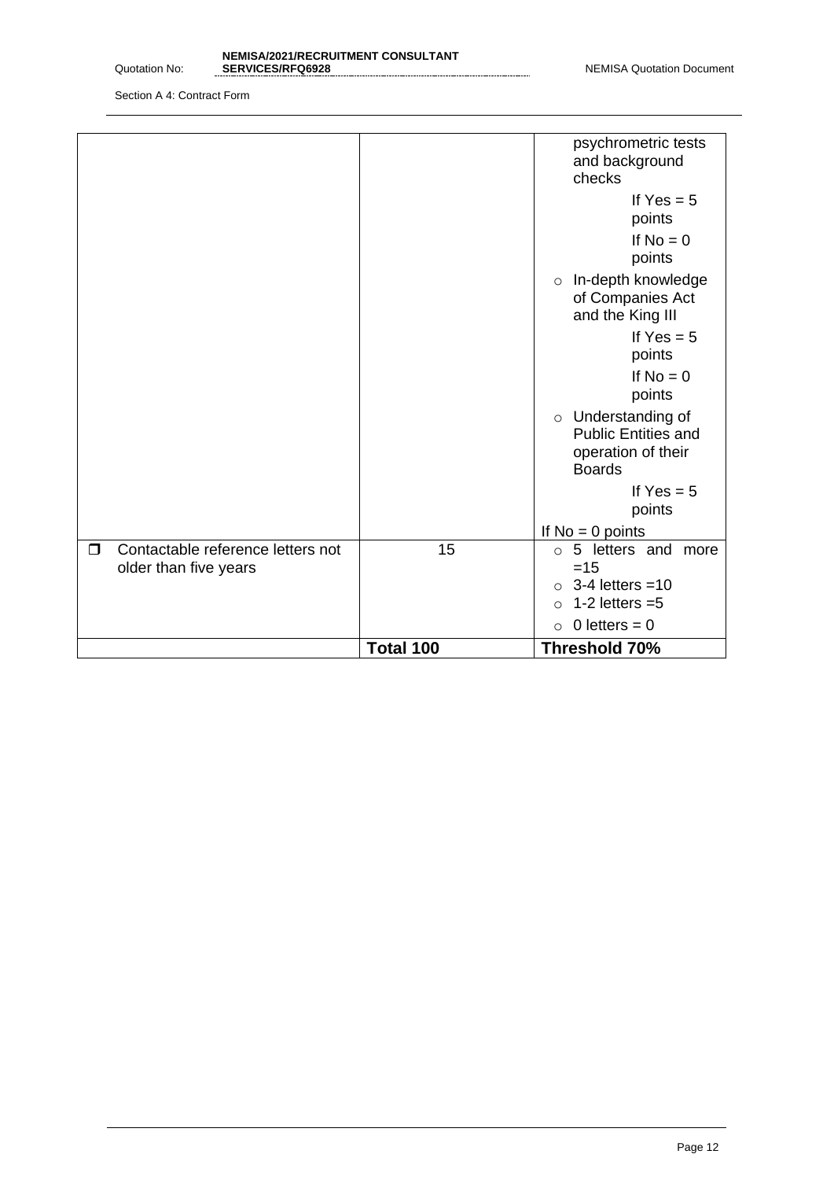| | | |
|---|---|---|
| | | psychrometric tests and background checks<br>If Yes = 5 points<br>If No = 0 points<br>○ In-depth knowledge of Companies Act and the King III<br>If Yes = 5 points<br>If No = 0 points<br>○ Understanding of Public Entities and operation of their Boards<br>If Yes = 5 points<br>If No = 0 points |
| ❒ Contactable reference letters not older than five years | 15 | ○ 5 letters and more =15<br>○ 3-4 letters =10<br>○ 1-2 letters =5<br>○ 0 letters = 0 |
| | **Total 100** | **Threshold 70%** |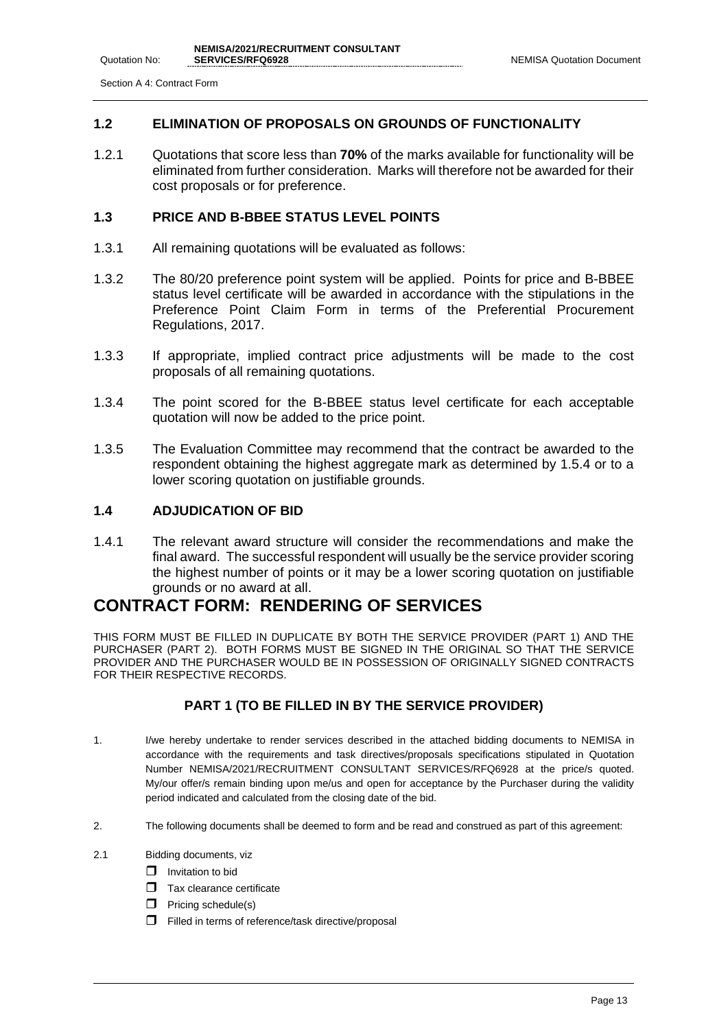### 1.2 ELIMINATION OF PROPOSALS ON GROUNDS OF FUNCTIONALITY

1.2.1 Quotations that score less than **70%** of the marks available for functionality will be eliminated from further consideration. Marks will therefore not be awarded for their cost proposals or for preference.

### 1.3 PRICE AND B-BBEE STATUS LEVEL POINTS

1.3.1 All remaining quotations will be evaluated as follows:

1.3.2 The 80/20 preference point system will be applied. Points for price and B-BBEE status level certificate will be awarded in accordance with the stipulations in the Preference Point Claim Form in terms of the Preferential Procurement Regulations, 2017.

1.3.3 If appropriate, implied contract price adjustments will be made to the cost proposals of all remaining quotations.

1.3.4 The point scored for the B-BBEE status level certificate for each acceptable quotation will now be added to the price point.

1.3.5 The Evaluation Committee may recommend that the contract be awarded to the respondent obtaining the highest aggregate mark as determined by 1.5.4 or to a lower scoring quotation on justifiable grounds.

### 1.4 ADJUDICATION OF BID

1.4.1 The relevant award structure will consider the recommendations and make the final award. The successful respondent will usually be the service provider scoring the highest number of points or it may be a lower scoring quotation on justifiable grounds or no award at all.

# CONTRACT FORM: RENDERING OF SERVICES

THIS FORM MUST BE FILLED IN DUPLICATE BY BOTH THE SERVICE PROVIDER (PART 1) AND THE PURCHASER (PART 2). BOTH FORMS MUST BE SIGNED IN THE ORIGINAL SO THAT THE SERVICE PROVIDER AND THE PURCHASER WOULD BE IN POSSESSION OF ORIGINALLY SIGNED CONTRACTS FOR THEIR RESPECTIVE RECORDS.

### PART 1 (TO BE FILLED IN BY THE SERVICE PROVIDER)

1. I/we hereby undertake to render services described in the attached bidding documents to NEMISA in accordance with the requirements and task directives/proposals specifications stipulated in Quotation Number NEMISA/2021/RECRUITMENT CONSULTANT SERVICES/RFQ6928 at the price/s quoted. My/our offer/s remain binding upon me/us and open for acceptance by the Purchaser during the validity period indicated and calculated from the closing date of the bid.

2. The following documents shall be deemed to form and be read and construed as part of this agreement:

2.1 Bidding documents, viz

- ❐ Invitation to bid
- ❐ Tax clearance certificate
- ❐ Pricing schedule(s)
- ❐ Filled in terms of reference/task directive/proposal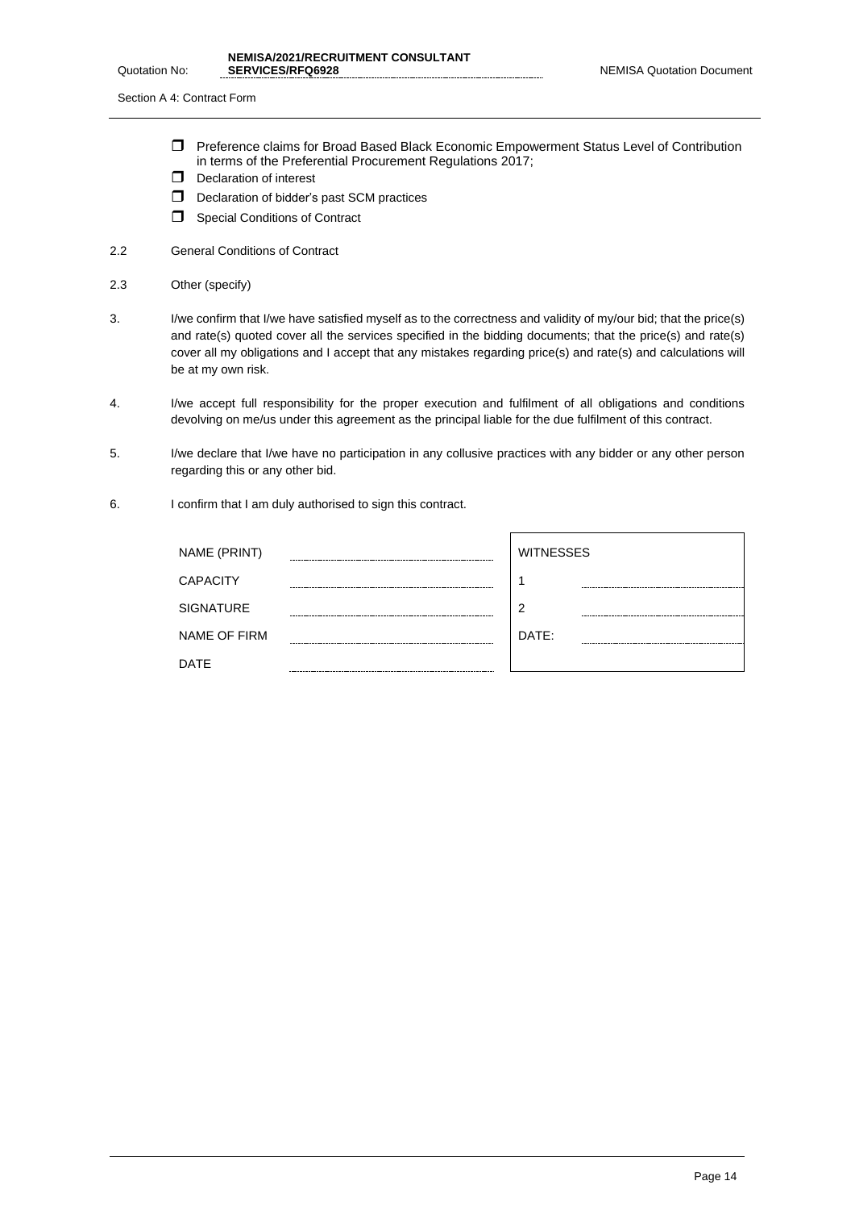- ❒ Preference claims for Broad Based Black Economic Empowerment Status Level of Contribution in terms of the Preferential Procurement Regulations 2017;
- ❒ Declaration of interest
- ❒ Declaration of bidder's past SCM practices
- ❒ Special Conditions of Contract

2.2 General Conditions of Contract

2.3 Other (specify)

3. I/we confirm that I/we have satisfied myself as to the correctness and validity of my/our bid; that the price(s) and rate(s) quoted cover all the services specified in the bidding documents; that the price(s) and rate(s) cover all my obligations and I accept that any mistakes regarding price(s) and rate(s) and calculations will be at my own risk.

4. I/we accept full responsibility for the proper execution and fulfilment of all obligations and conditions devolving on me/us under this agreement as the principal liable for the due fulfilment of this contract.

5. I/we declare that I/we have no participation in any collusive practices with any bidder or any other person regarding this or any other bid.

6. I confirm that I am duly authorised to sign this contract.

| | | | |
|---|---|---|---|
| NAME (PRINT) | ............................ | WITNESSES | |
| CAPACITY | ............................ | 1 | ............................ |
| SIGNATURE | ............................ | 2 | ............................ |
| NAME OF FIRM | ............................ | DATE: | ............................ |
| DATE | ............................ | | |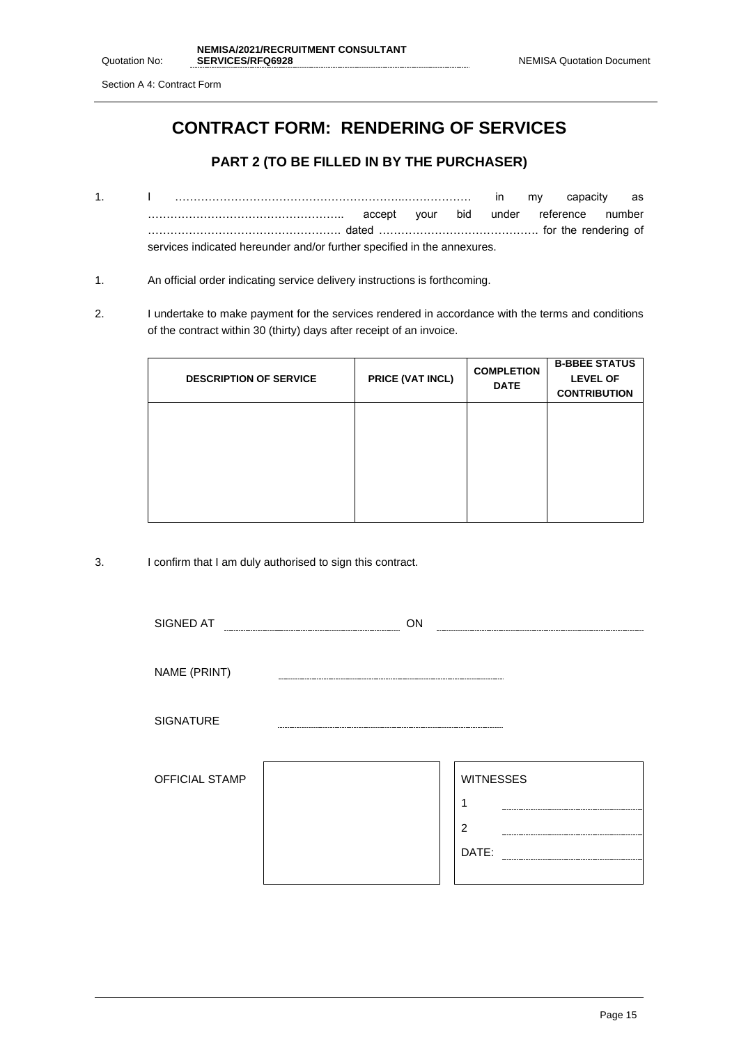Section A 4: Contract Form

# CONTRACT FORM: RENDERING OF SERVICES

## PART 2 (TO BE FILLED IN BY THE PURCHASER)

1. I …………………………………………………………..……………… in my capacity as …………………………………………….. accept your bid under reference number ……………………………………………. dated ……………………………………. for the rendering of services indicated hereunder and/or further specified in the annexures.

1. An official order indicating service delivery instructions is forthcoming.

2. I undertake to make payment for the services rendered in accordance with the terms and conditions of the contract within 30 (thirty) days after receipt of an invoice.

| DESCRIPTION OF SERVICE | PRICE (VAT INCL) | COMPLETION DATE | B-BBEE STATUS LEVEL OF CONTRIBUTION |
| --- | --- | --- | --- |
| | | | |

3. I confirm that I am duly authorised to sign this contract.

SIGNED AT ……………………………… ON ………………………………

NAME (PRINT) ………………………………

SIGNATURE ………………………………

| OFFICIAL STAMP | | WITNESSES<br>1 ……………………<br>2 ……………………<br>DATE: …………………… |
| --- | --- | --- |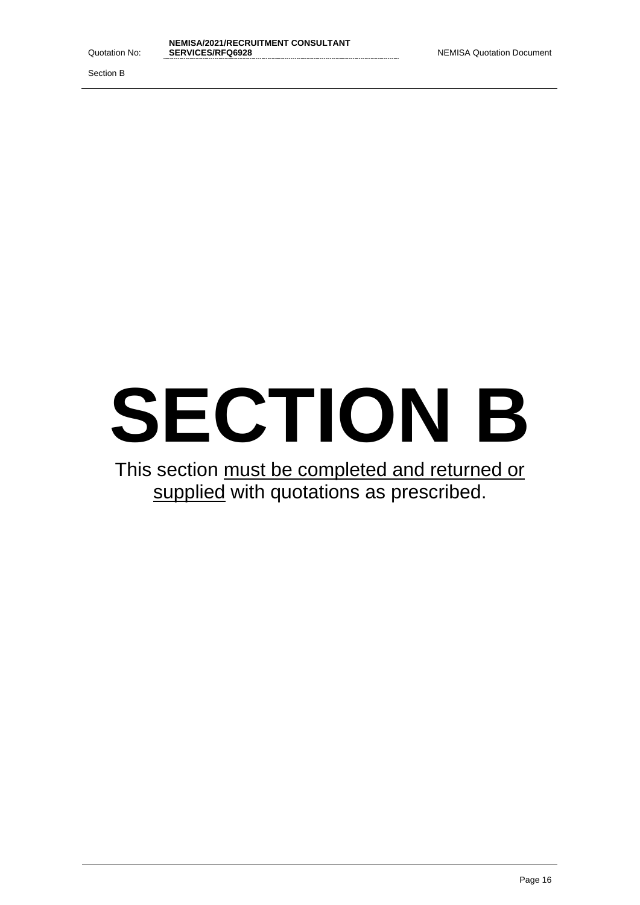# SECTION B

This section <u>must be completed and returned or supplied</u> with quotations as prescribed.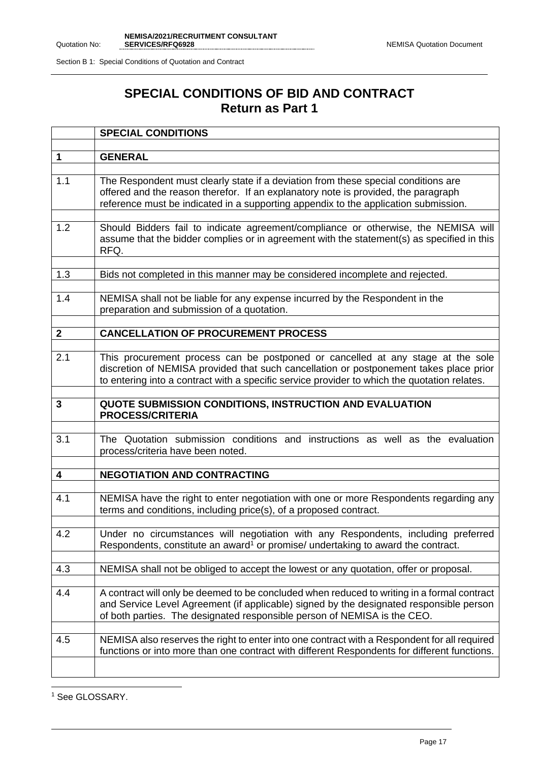# SPECIAL CONDITIONS OF BID AND CONTRACT
## Return as Part 1

| | SPECIAL CONDITIONS |
|---|---|
| | |
| **1** | **GENERAL** |
| | |
| 1.1 | The Respondent must clearly state if a deviation from these special conditions are offered and the reason therefor. If an explanatory note is provided, the paragraph reference must be indicated in a supporting appendix to the application submission. |
| | |
| 1.2 | Should Bidders fail to indicate agreement/compliance or otherwise, the NEMISA will assume that the bidder complies or in agreement with the statement(s) as specified in this RFQ. |
| | |
| 1.3 | Bids not completed in this manner may be considered incomplete and rejected. |
| | |
| 1.4 | NEMISA shall not be liable for any expense incurred by the Respondent in the preparation and submission of a quotation. |
| | |
| **2** | **CANCELLATION OF PROCUREMENT PROCESS** |
| | |
| 2.1 | This procurement process can be postponed or cancelled at any stage at the sole discretion of NEMISA provided that such cancellation or postponement takes place prior to entering into a contract with a specific service provider to which the quotation relates. |
| | |
| **3** | **QUOTE SUBMISSION CONDITIONS, INSTRUCTION AND EVALUATION PROCESS/CRITERIA** |
| | |
| 3.1 | The Quotation submission conditions and instructions as well as the evaluation process/criteria have been noted. |
| | |
| **4** | **NEGOTIATION AND CONTRACTING** |
| | |
| 4.1 | NEMISA have the right to enter negotiation with one or more Respondents regarding any terms and conditions, including price(s), of a proposed contract. |
| | |
| 4.2 | Under no circumstances will negotiation with any Respondents, including preferred Respondents, constitute an award[1] or promise/ undertaking to award the contract. |
| | |
| 4.3 | NEMISA shall not be obliged to accept the lowest or any quotation, offer or proposal. |
| | |
| 4.4 | A contract will only be deemed to be concluded when reduced to writing in a formal contract and Service Level Agreement (if applicable) signed by the designated responsible person of both parties. The designated responsible person of NEMISA is the CEO. |
| | |
| 4.5 | NEMISA also reserves the right to enter into one contract with a Respondent for all required functions or into more than one contract with different Respondents for different functions. |
| | |

[1] See GLOSSARY.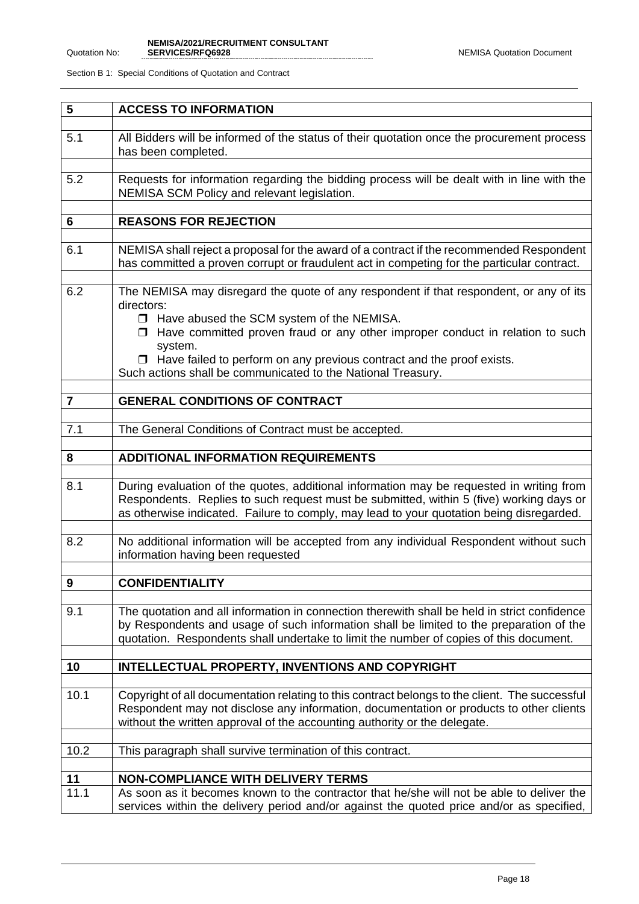Section B 1: Special Conditions of Quotation and Contract

| 5 | **ACCESS TO INFORMATION** |
|---|---|
| 5.1 | All Bidders will be informed of the status of their quotation once the procurement process has been completed. |
| 5.2 | Requests for information regarding the bidding process will be dealt with in line with the NEMISA SCM Policy and relevant legislation. |
| **6** | **REASONS FOR REJECTION** |
| 6.1 | NEMISA shall reject a proposal for the award of a contract if the recommended Respondent has committed a proven corrupt or fraudulent act in competing for the particular contract. |
| 6.2 | The NEMISA may disregard the quote of any respondent if that respondent, or any of its directors:<br>❒ Have abused the SCM system of the NEMISA.<br>❒ Have committed proven fraud or any other improper conduct in relation to such system.<br>❒ Have failed to perform on any previous contract and the proof exists.<br>Such actions shall be communicated to the National Treasury. |
| **7** | **GENERAL CONDITIONS OF CONTRACT** |
| 7.1 | The General Conditions of Contract must be accepted. |
| **8** | **ADDITIONAL INFORMATION REQUIREMENTS** |
| 8.1 | During evaluation of the quotes, additional information may be requested in writing from Respondents. Replies to such request must be submitted, within 5 (five) working days or as otherwise indicated. Failure to comply, may lead to your quotation being disregarded. |
| 8.2 | No additional information will be accepted from any individual Respondent without such information having been requested |
| **9** | **CONFIDENTIALITY** |
| 9.1 | The quotation and all information in connection therewith shall be held in strict confidence by Respondents and usage of such information shall be limited to the preparation of the quotation. Respondents shall undertake to limit the number of copies of this document. |
| **10** | **INTELLECTUAL PROPERTY, INVENTIONS AND COPYRIGHT** |
| 10.1 | Copyright of all documentation relating to this contract belongs to the client. The successful Respondent may not disclose any information, documentation or products to other clients without the written approval of the accounting authority or the delegate. |
| 10.2 | This paragraph shall survive termination of this contract. |
| **11** | **NON-COMPLIANCE WITH DELIVERY TERMS** |
| 11.1 | As soon as it becomes known to the contractor that he/she will not be able to deliver the services within the delivery period and/or against the quoted price and/or as specified, |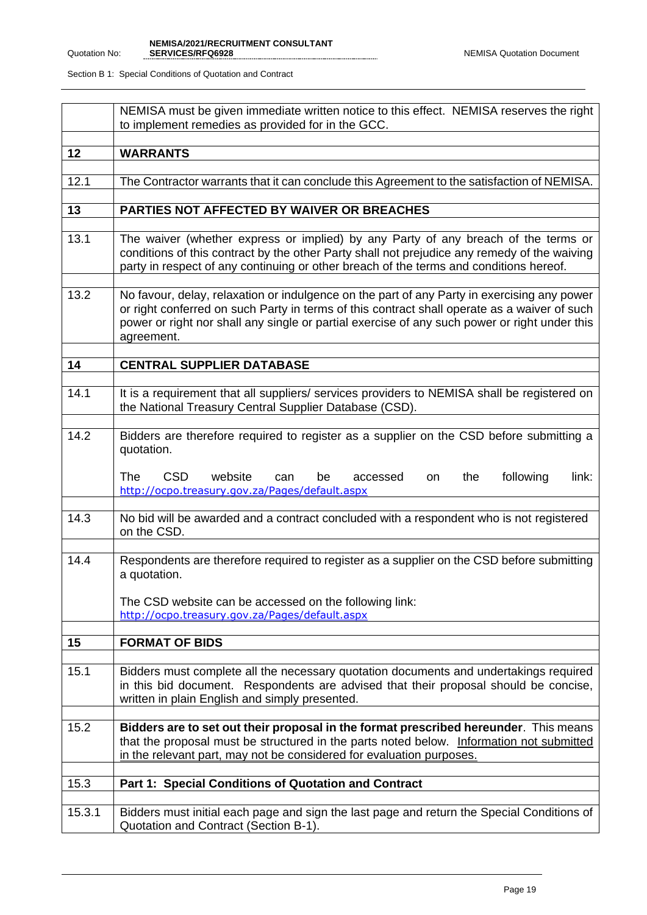| | |
|---|---|
| | NEMISA must be given immediate written notice to this effect. NEMISA reserves the right to implement remedies as provided for in the GCC. |
| **12** | **WARRANTS** |
| 12.1 | The Contractor warrants that it can conclude this Agreement to the satisfaction of NEMISA. |
| **13** | **PARTIES NOT AFFECTED BY WAIVER OR BREACHES** |
| 13.1 | The waiver (whether express or implied) by any Party of any breach of the terms or conditions of this contract by the other Party shall not prejudice any remedy of the waiving party in respect of any continuing or other breach of the terms and conditions hereof. |
| 13.2 | No favour, delay, relaxation or indulgence on the part of any Party in exercising any power or right conferred on such Party in terms of this contract shall operate as a waiver of such power or right nor shall any single or partial exercise of any such power or right under this agreement. |
| **14** | **CENTRAL SUPPLIER DATABASE** |
| 14.1 | It is a requirement that all suppliers/ services providers to NEMISA shall be registered on the National Treasury Central Supplier Database (CSD). |
| 14.2 | Bidders are therefore required to register as a supplier on the CSD before submitting a quotation.<br><br>The CSD website can be accessed on the following link: http://ocpo.treasury.gov.za/Pages/default.aspx |
| 14.3 | No bid will be awarded and a contract concluded with a respondent who is not registered on the CSD. |
| 14.4 | Respondents are therefore required to register as a supplier on the CSD before submitting a quotation.<br><br>The CSD website can be accessed on the following link: http://ocpo.treasury.gov.za/Pages/default.aspx |
| **15** | **FORMAT OF BIDS** |
| 15.1 | Bidders must complete all the necessary quotation documents and undertakings required in this bid document. Respondents are advised that their proposal should be concise, written in plain English and simply presented. |
| 15.2 | **Bidders are to set out their proposal in the format prescribed hereunder**. This means that the proposal must be structured in the parts noted below. Information not submitted in the relevant part, may not be considered for evaluation purposes. |
| 15.3 | **Part 1: Special Conditions of Quotation and Contract** |
| 15.3.1 | Bidders must initial each page and sign the last page and return the Special Conditions of Quotation and Contract (Section B-1). |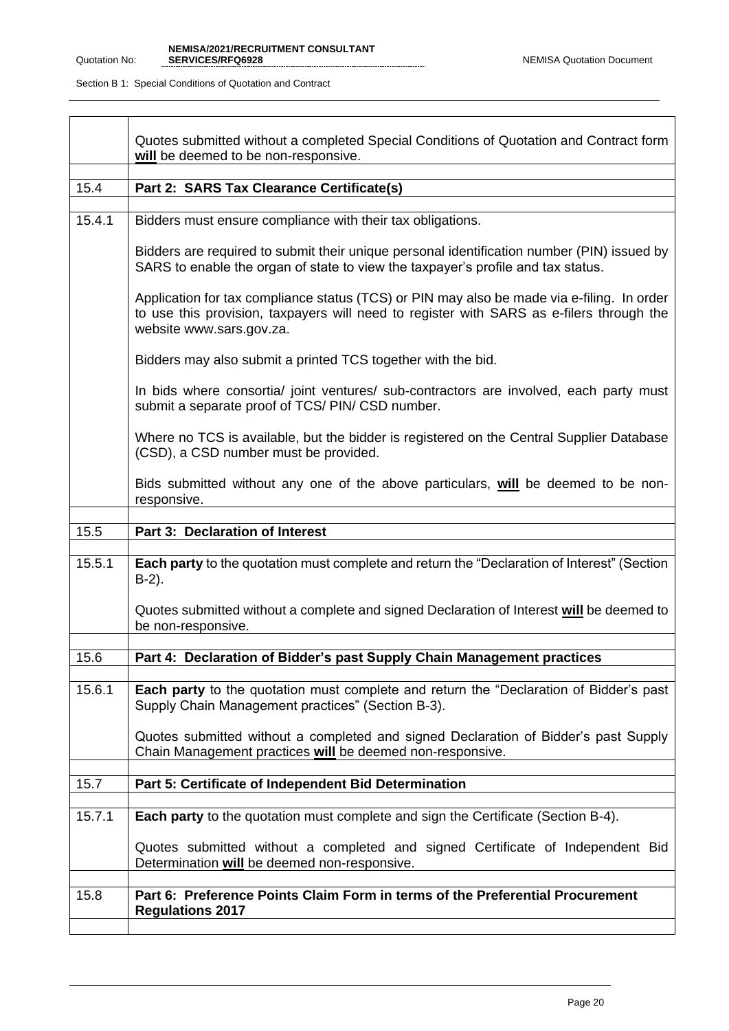| | |
|---|---|
| | Quotes submitted without a completed Special Conditions of Quotation and Contract form **will** be deemed to be non-responsive. |
| | |
| 15.4 | **Part 2: SARS Tax Clearance Certificate(s)** |
| | |
| 15.4.1 | Bidders must ensure compliance with their tax obligations.<br><br>Bidders are required to submit their unique personal identification number (PIN) issued by SARS to enable the organ of state to view the taxpayer's profile and tax status.<br><br>Application for tax compliance status (TCS) or PIN may also be made via e-filing. In order to use this provision, taxpayers will need to register with SARS as e-filers through the website www.sars.gov.za.<br><br>Bidders may also submit a printed TCS together with the bid.<br><br>In bids where consortia/ joint ventures/ sub-contractors are involved, each party must submit a separate proof of TCS/ PIN/ CSD number.<br><br>Where no TCS is available, but the bidder is registered on the Central Supplier Database (CSD), a CSD number must be provided.<br><br>Bids submitted without any one of the above particulars, **will** be deemed to be non-responsive. |
| | |
| 15.5 | **Part 3: Declaration of Interest** |
| | |
| 15.5.1 | **Each party** to the quotation must complete and return the "Declaration of Interest" (Section B-2).<br><br>Quotes submitted without a complete and signed Declaration of Interest **will** be deemed to be non-responsive. |
| | |
| 15.6 | **Part 4: Declaration of Bidder's past Supply Chain Management practices** |
| | |
| 15.6.1 | **Each party** to the quotation must complete and return the "Declaration of Bidder's past Supply Chain Management practices" (Section B-3).<br><br>Quotes submitted without a completed and signed Declaration of Bidder's past Supply Chain Management practices **will** be deemed non-responsive. |
| | |
| 15.7 | **Part 5: Certificate of Independent Bid Determination** |
| | |
| 15.7.1 | **Each party** to the quotation must complete and sign the Certificate (Section B-4).<br><br>Quotes submitted without a completed and signed Certificate of Independent Bid Determination **will** be deemed non-responsive. |
| | |
| 15.8 | **Part 6: Preference Points Claim Form in terms of the Preferential Procurement Regulations 2017** |
| | |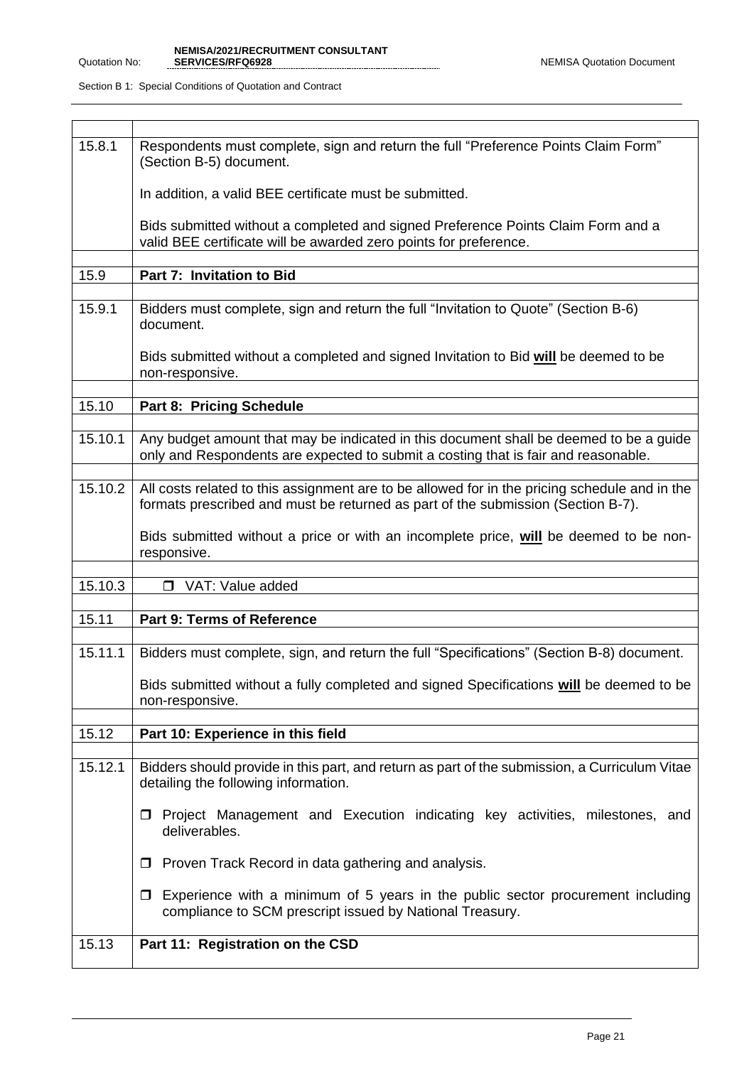| | |
|---|---|
| 15.8.1 | Respondents must complete, sign and return the full "Preference Points Claim Form" (Section B-5) document.<br><br>In addition, a valid BEE certificate must be submitted.<br><br>Bids submitted without a completed and signed Preference Points Claim Form and a valid BEE certificate will be awarded zero points for preference. |
| 15.9 | **Part 7: Invitation to Bid** |
| 15.9.1 | Bidders must complete, sign and return the full "Invitation to Quote" (Section B-6) document.<br><br>Bids submitted without a completed and signed Invitation to Bid **will** be deemed to be non-responsive. |
| 15.10 | **Part 8: Pricing Schedule** |
| 15.10.1 | Any budget amount that may be indicated in this document shall be deemed to be a guide only and Respondents are expected to submit a costing that is fair and reasonable. |
| 15.10.2 | All costs related to this assignment are to be allowed for in the pricing schedule and in the formats prescribed and must be returned as part of the submission (Section B-7).<br><br>Bids submitted without a price or with an incomplete price, **will** be deemed to be non-responsive. |
| 15.10.3 | ❒ VAT: Value added |
| 15.11 | **Part 9: Terms of Reference** |
| 15.11.1 | Bidders must complete, sign, and return the full "Specifications" (Section B-8) document.<br><br>Bids submitted without a fully completed and signed Specifications **will** be deemed to be non-responsive. |
| 15.12 | **Part 10: Experience in this field** |
| 15.12.1 | Bidders should provide in this part, and return as part of the submission, a Curriculum Vitae detailing the following information.<br><br>❒ Project Management and Execution indicating key activities, milestones, and deliverables.<br><br>❒ Proven Track Record in data gathering and analysis.<br><br>❒ Experience with a minimum of 5 years in the public sector procurement including compliance to SCM prescript issued by National Treasury. |
| 15.13 | **Part 11: Registration on the CSD** |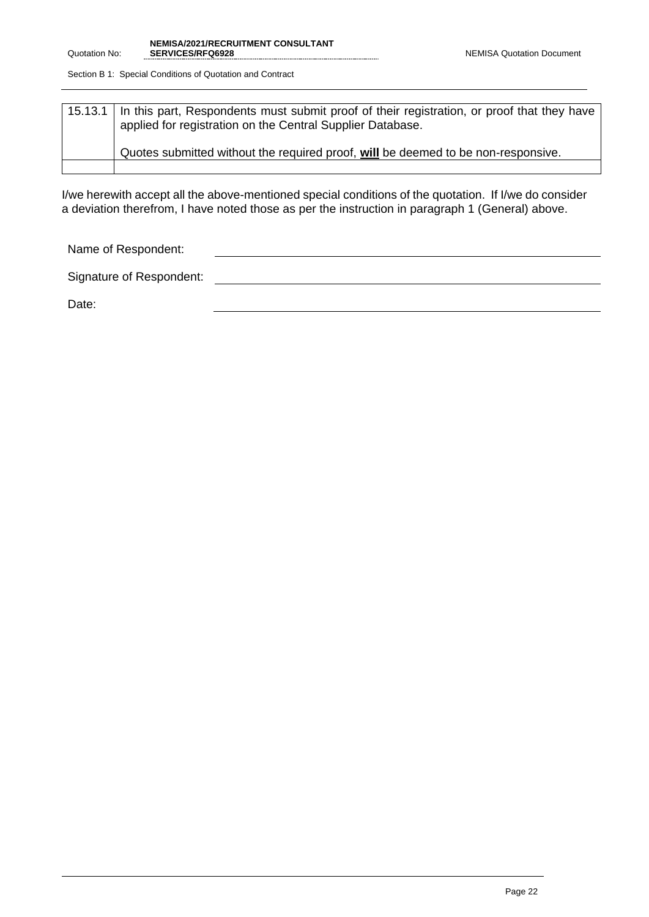| | |
|---|---|
| 15.13.1 | In this part, Respondents must submit proof of their registration, or proof that they have applied for registration on the Central Supplier Database.<br><br>Quotes submitted without the required proof, **<u>will</u>** be deemed to be non-responsive. |
| | |

I/we herewith accept all the above-mentioned special conditions of the quotation. If I/we do consider a deviation therefrom, I have noted those as per the instruction in paragraph 1 (General) above.

Name of Respondent: \_\_\_\_\_\_\_\_\_\_\_\_\_\_\_\_\_\_\_\_\_\_\_\_\_\_\_\_\_\_\_\_\_\_\_\_\_\_\_\_

Signature of Respondent: \_\_\_\_\_\_\_\_\_\_\_\_\_\_\_\_\_\_\_\_\_\_\_\_\_\_\_\_\_\_\_\_\_\_\_\_\_\_\_\_

Date: \_\_\_\_\_\_\_\_\_\_\_\_\_\_\_\_\_\_\_\_\_\_\_\_\_\_\_\_\_\_\_\_\_\_\_\_\_\_\_\_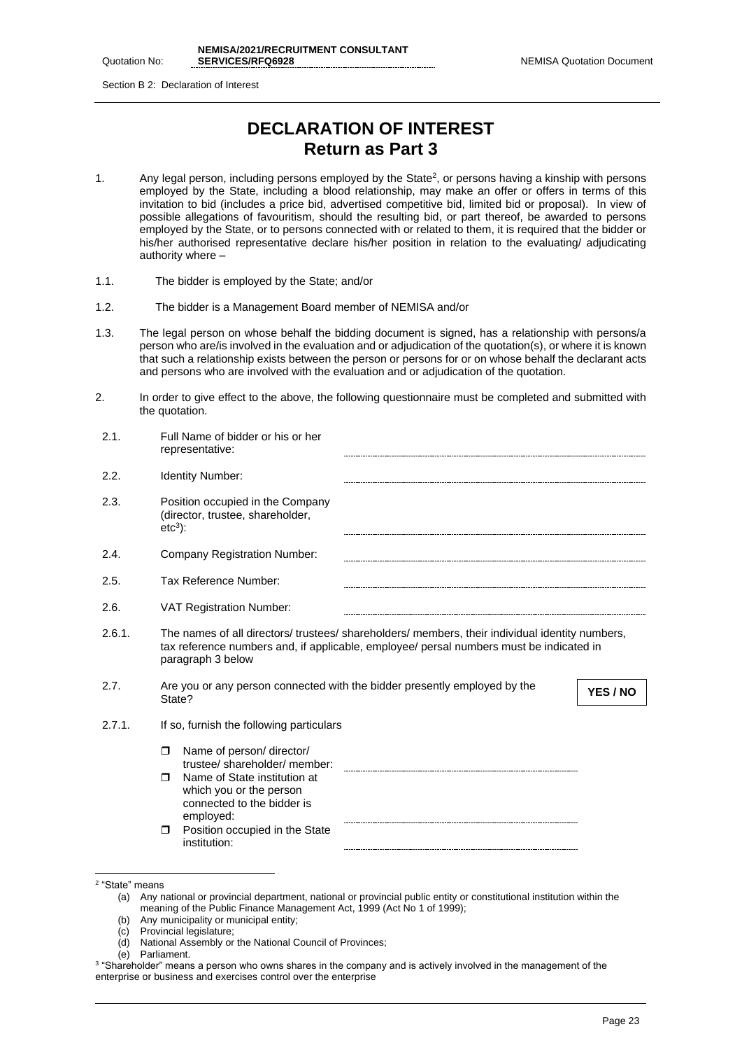Section B 2: Declaration of Interest

# DECLARATION OF INTEREST
## Return as Part 3

1. Any legal person, including persons employed by the State[2], or persons having a kinship with persons employed by the State, including a blood relationship, may make an offer or offers in terms of this invitation to bid (includes a price bid, advertised competitive bid, limited bid or proposal). In view of possible allegations of favouritism, should the resulting bid, or part thereof, be awarded to persons employed by the State, or to persons connected with or related to them, it is required that the bidder or his/her authorised representative declare his/her position in relation to the evaluating/ adjudicating authority where –

1.1. The bidder is employed by the State; and/or

1.2. The bidder is a Management Board member of NEMISA and/or

1.3. The legal person on whose behalf the bidding document is signed, has a relationship with persons/a person who are/is involved in the evaluation and or adjudication of the quotation(s), or where it is known that such a relationship exists between the person or persons for or on whose behalf the declarant acts and persons who are involved with the evaluation and or adjudication of the quotation.

2. In order to give effect to the above, the following questionnaire must be completed and submitted with the quotation.

2.1. Full Name of bidder or his or her representative: ..................................................

2.2. Identity Number: ..................................................

2.3. Position occupied in the Company (director, trustee, shareholder, etc[3]): ..................................................

2.4. Company Registration Number: ..................................................

2.5. Tax Reference Number: ..................................................

2.6. VAT Registration Number: ..................................................

2.6.1. The names of all directors/ trustees/ shareholders/ members, their individual identity numbers, tax reference numbers and, if applicable, employee/ persal numbers must be indicated in paragraph 3 below

2.7. Are you or any person connected with the bidder presently employed by the State? **YES / NO**

2.7.1. If so, furnish the following particulars

- ☐ Name of person/ director/ trustee/ shareholder/ member: ..................................................
- ☐ Name of State institution at which you or the person connected to the bidder is employed: ..................................................
- ☐ Position occupied in the State institution: ..................................................

---

[2] "State" means
(a) Any national or provincial department, national or provincial public entity or constitutional institution within the meaning of the Public Finance Management Act, 1999 (Act No 1 of 1999);
(b) Any municipality or municipal entity;
(c) Provincial legislature;
(d) National Assembly or the National Council of Provinces;
(e) Parliament.

[3] "Shareholder" means a person who owns shares in the company and is actively involved in the management of the enterprise or business and exercises control over the enterprise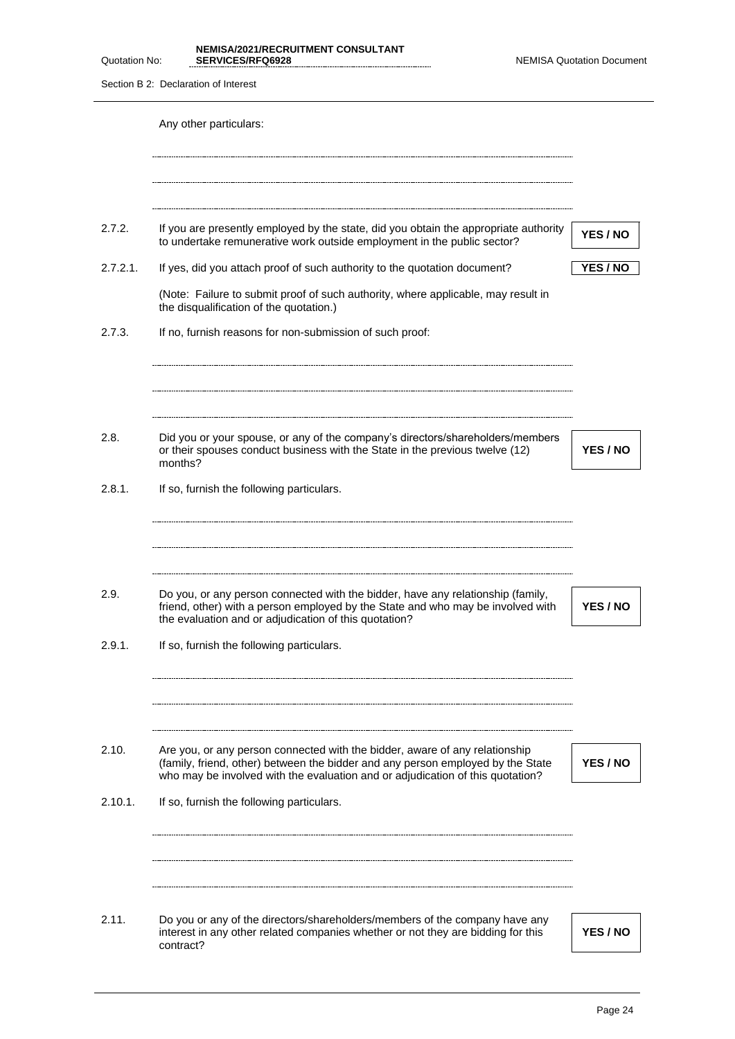Any other particulars:

..............................................................................................................................

..............................................................................................................................

..............................................................................................................................

2.7.2. If you are presently employed by the state, did you obtain the appropriate authority to undertake remunerative work outside employment in the public sector? **YES / NO**

2.7.2.1. If yes, did you attach proof of such authority to the quotation document? **YES / NO**

(Note: Failure to submit proof of such authority, where applicable, may result in the disqualification of the quotation.)

2.7.3. If no, furnish reasons for non-submission of such proof:

..............................................................................................................................

..............................................................................................................................

..............................................................................................................................

2.8. Did you or your spouse, or any of the company's directors/shareholders/members or their spouses conduct business with the State in the previous twelve (12) months? **YES / NO**

2.8.1. If so, furnish the following particulars.

..............................................................................................................................

..............................................................................................................................

..............................................................................................................................

2.9. Do you, or any person connected with the bidder, have any relationship (family, friend, other) with a person employed by the State and who may be involved with the evaluation and or adjudication of this quotation? **YES / NO**

2.9.1. If so, furnish the following particulars.

..............................................................................................................................

..............................................................................................................................

..............................................................................................................................

2.10. Are you, or any person connected with the bidder, aware of any relationship (family, friend, other) between the bidder and any person employed by the State who may be involved with the evaluation and or adjudication of this quotation? **YES / NO**

2.10.1. If so, furnish the following particulars.

..............................................................................................................................

..............................................................................................................................

..............................................................................................................................

2.11. Do you or any of the directors/shareholders/members of the company have any interest in any other related companies whether or not they are bidding for this contract? **YES / NO**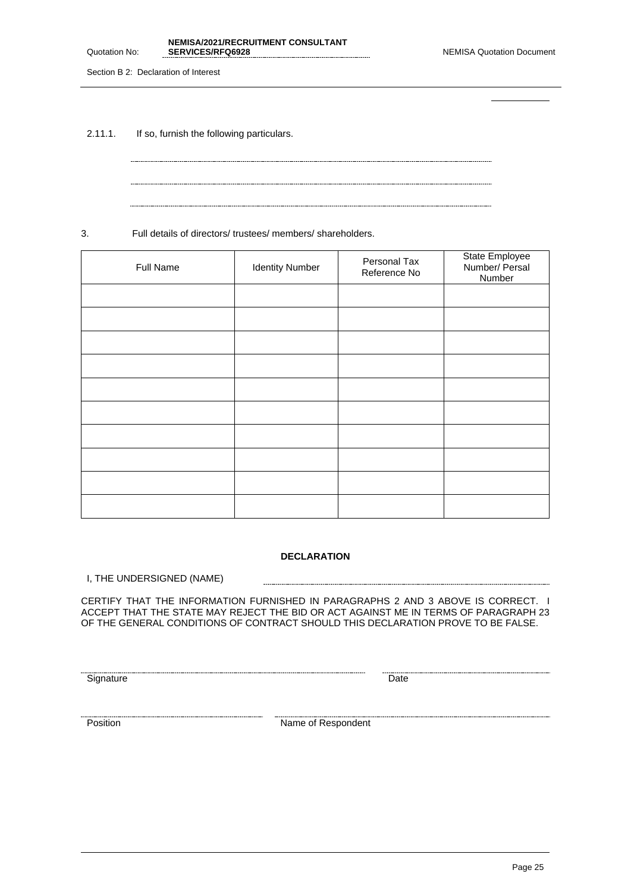2.11.1. If so, furnish the following particulars.

................................................................................................................................

................................................................................................................................

................................................................................................................................

3. Full details of directors/ trustees/ members/ shareholders.

| Full Name | Identity Number | Personal Tax Reference No | State Employee Number/ Persal Number |
|---|---|---|---|
| | | | |
| | | | |
| | | | |
| | | | |
| | | | |
| | | | |
| | | | |
| | | | |
| | | | |
| | | | |

**DECLARATION**

I, THE UNDERSIGNED (NAME) ................................................................................

CERTIFY THAT THE INFORMATION FURNISHED IN PARAGRAPHS 2 AND 3 ABOVE IS CORRECT. I ACCEPT THAT THE STATE MAY REJECT THE BID OR ACT AGAINST ME IN TERMS OF PARAGRAPH 23 OF THE GENERAL CONDITIONS OF CONTRACT SHOULD THIS DECLARATION PROVE TO BE FALSE.

................................................................................ ................................................
Signature Date

................................................ ................................................................................
Position Name of Respondent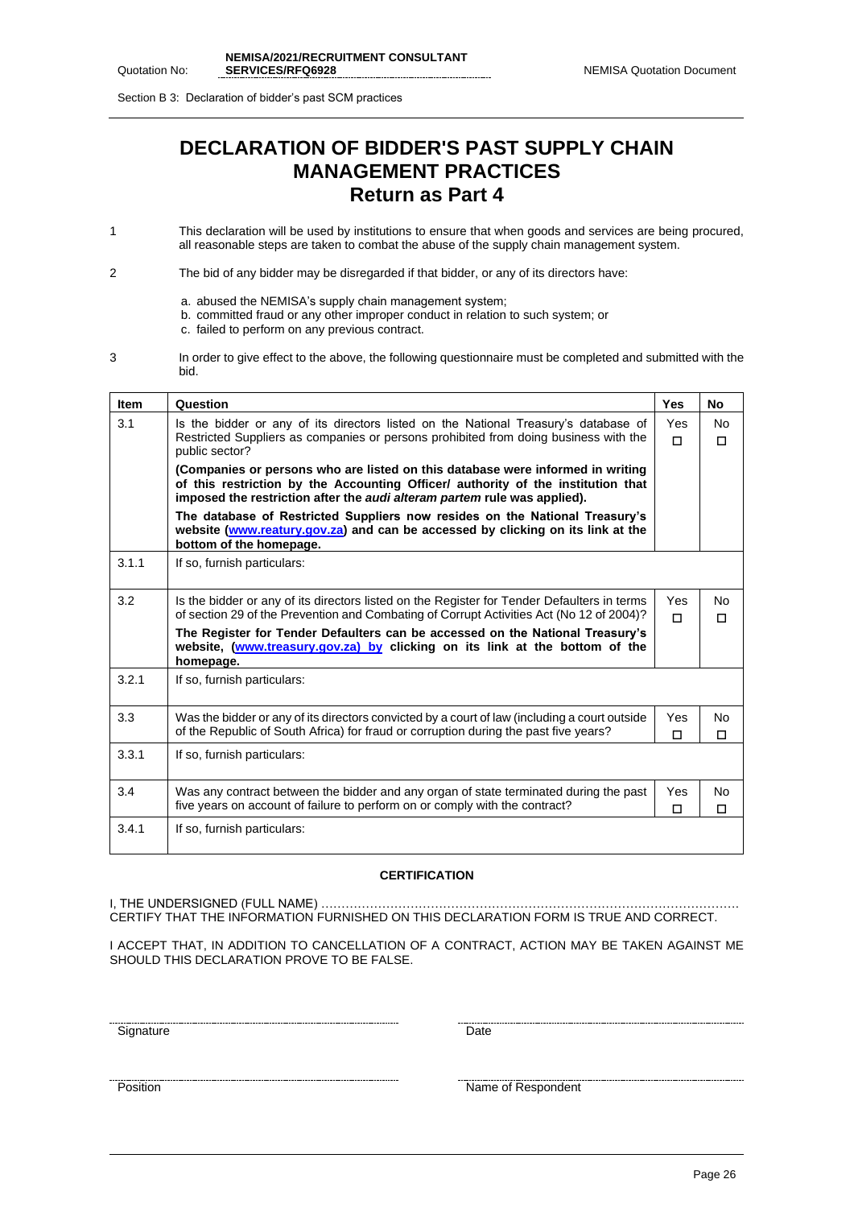Section B 3: Declaration of bidder's past SCM practices

# DECLARATION OF BIDDER'S PAST SUPPLY CHAIN MANAGEMENT PRACTICES

## Return as Part 4

1 This declaration will be used by institutions to ensure that when goods and services are being procured, all reasonable steps are taken to combat the abuse of the supply chain management system.

2 The bid of any bidder may be disregarded if that bidder, or any of its directors have:

a. abused the NEMISA's supply chain management system;
b. committed fraud or any other improper conduct in relation to such system; or
c. failed to perform on any previous contract.

3 In order to give effect to the above, the following questionnaire must be completed and submitted with the bid.

| Item | Question | Yes | No |
|---|---|---|---|
| 3.1 | Is the bidder or any of its directors listed on the National Treasury's database of Restricted Suppliers as companies or persons prohibited from doing business with the public sector?<br>**(Companies or persons who are listed on this database were informed in writing of this restriction by the Accounting Officer/ authority of the institution that imposed the restriction after the *audi alteram partem* rule was applied).**<br>**The database of Restricted Suppliers now resides on the National Treasury's website (www.reatury.gov.za) and can be accessed by clicking on its link at the bottom of the homepage.** | Yes ☐ | No ☐ |
| 3.1.1 | If so, furnish particulars: | | |
| 3.2 | Is the bidder or any of its directors listed on the Register for Tender Defaulters in terms of section 29 of the Prevention and Combating of Corrupt Activities Act (No 12 of 2004)?<br>**The Register for Tender Defaulters can be accessed on the National Treasury's website, (www.treasury.gov.za) by clicking on its link at the bottom of the homepage.** | Yes ☐ | No ☐ |
| 3.2.1 | If so, furnish particulars: | | |
| 3.3 | Was the bidder or any of its directors convicted by a court of law (including a court outside of the Republic of South Africa) for fraud or corruption during the past five years? | Yes ☐ | No ☐ |
| 3.3.1 | If so, furnish particulars: | | |
| 3.4 | Was any contract between the bidder and any organ of state terminated during the past five years on account of failure to perform on or comply with the contract? | Yes ☐ | No ☐ |
| 3.4.1 | If so, furnish particulars: | | |

**CERTIFICATION**

I, THE UNDERSIGNED (FULL NAME) ………………………………………………………………………………………… CERTIFY THAT THE INFORMATION FURNISHED ON THIS DECLARATION FORM IS TRUE AND CORRECT.

I ACCEPT THAT, IN ADDITION TO CANCELLATION OF A CONTRACT, ACTION MAY BE TAKEN AGAINST ME SHOULD THIS DECLARATION PROVE TO BE FALSE.

| | |
|---|---|
| ………………………………………… | ………………………………………… |
| Signature | Date |
| ………………………………………… | ………………………………………… |
| Position | Name of Respondent |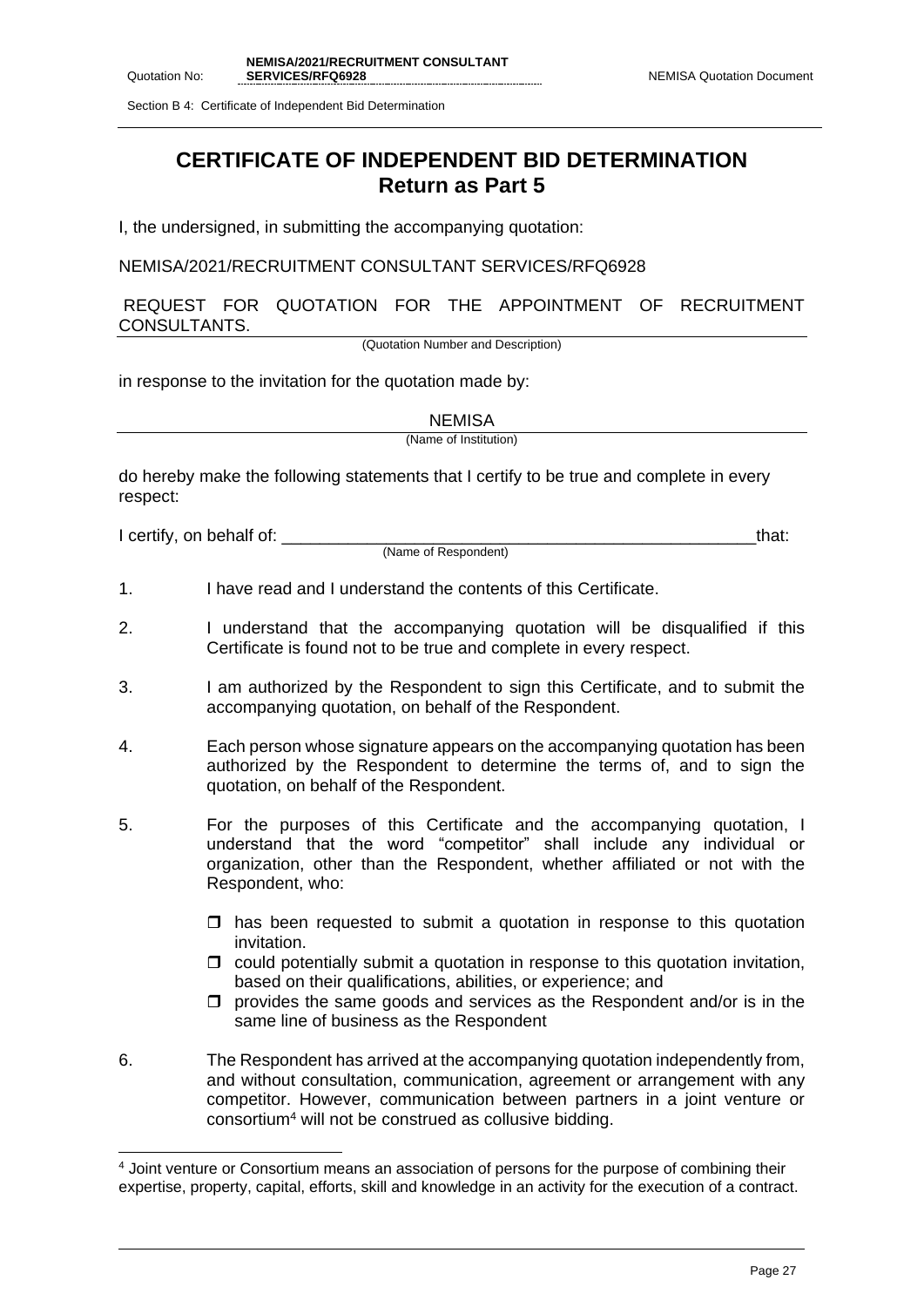# CERTIFICATE OF INDEPENDENT BID DETERMINATION
## Return as Part 5

I, the undersigned, in submitting the accompanying quotation:

NEMISA/2021/RECRUITMENT CONSULTANT SERVICES/RFQ6928

REQUEST FOR QUOTATION FOR THE APPOINTMENT OF RECRUITMENT CONSULTANTS.

(Quotation Number and Description)

in response to the invitation for the quotation made by:

NEMISA

(Name of Institution)

do hereby make the following statements that I certify to be true and complete in every respect:

I certify, on behalf of: ____________________________________________________that:

(Name of Respondent)

1. I have read and I understand the contents of this Certificate.

2. I understand that the accompanying quotation will be disqualified if this Certificate is found not to be true and complete in every respect.

3. I am authorized by the Respondent to sign this Certificate, and to submit the accompanying quotation, on behalf of the Respondent.

4. Each person whose signature appears on the accompanying quotation has been authorized by the Respondent to determine the terms of, and to sign the quotation, on behalf of the Respondent.

5. For the purposes of this Certificate and the accompanying quotation, I understand that the word "competitor" shall include any individual or organization, other than the Respondent, whether affiliated or not with the Respondent, who:

   - ☐ has been requested to submit a quotation in response to this quotation invitation.
   - ☐ could potentially submit a quotation in response to this quotation invitation, based on their qualifications, abilities, or experience; and
   - ☐ provides the same goods and services as the Respondent and/or is in the same line of business as the Respondent

6. The Respondent has arrived at the accompanying quotation independently from, and without consultation, communication, agreement or arrangement with any competitor. However, communication between partners in a joint venture or consortium[4] will not be construed as collusive bidding.

---

[4] Joint venture or Consortium means an association of persons for the purpose of combining their expertise, property, capital, efforts, skill and knowledge in an activity for the execution of a contract.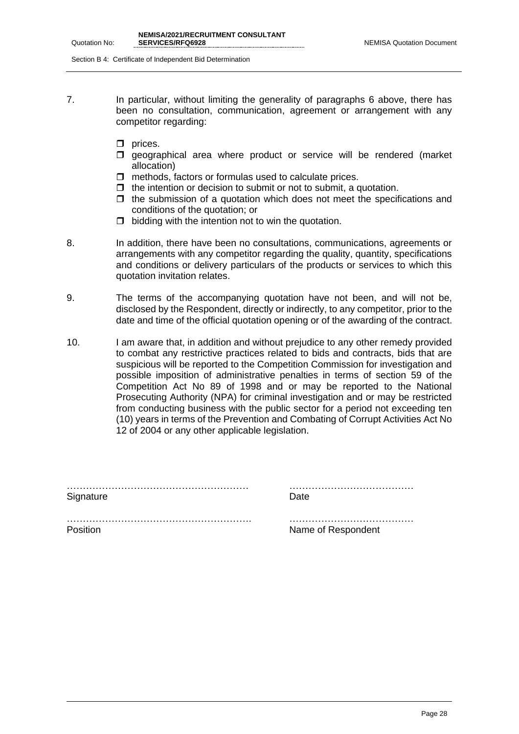7. In particular, without limiting the generality of paragraphs 6 above, there has been no consultation, communication, agreement or arrangement with any competitor regarding:

   - ❒ prices.
   - ❒ geographical area where product or service will be rendered (market allocation)
   - ❒ methods, factors or formulas used to calculate prices.
   - ❒ the intention or decision to submit or not to submit, a quotation.
   - ❒ the submission of a quotation which does not meet the specifications and conditions of the quotation; or
   - ❒ bidding with the intention not to win the quotation.

8. In addition, there have been no consultations, communications, agreements or arrangements with any competitor regarding the quality, quantity, specifications and conditions or delivery particulars of the products or services to which this quotation invitation relates.

9. The terms of the accompanying quotation have not been, and will not be, disclosed by the Respondent, directly or indirectly, to any competitor, prior to the date and time of the official quotation opening or of the awarding of the contract.

10. I am aware that, in addition and without prejudice to any other remedy provided to combat any restrictive practices related to bids and contracts, bids that are suspicious will be reported to the Competition Commission for investigation and possible imposition of administrative penalties in terms of section 59 of the Competition Act No 89 of 1998 and or may be reported to the National Prosecuting Authority (NPA) for criminal investigation and or may be restricted from conducting business with the public sector for a period not exceeding ten (10) years in terms of the Prevention and Combating of Corrupt Activities Act No 12 of 2004 or any other applicable legislation.

…………………………………………………
Signature

…………………………………
Date

…………………………………………………
Position

…………………………………
Name of Respondent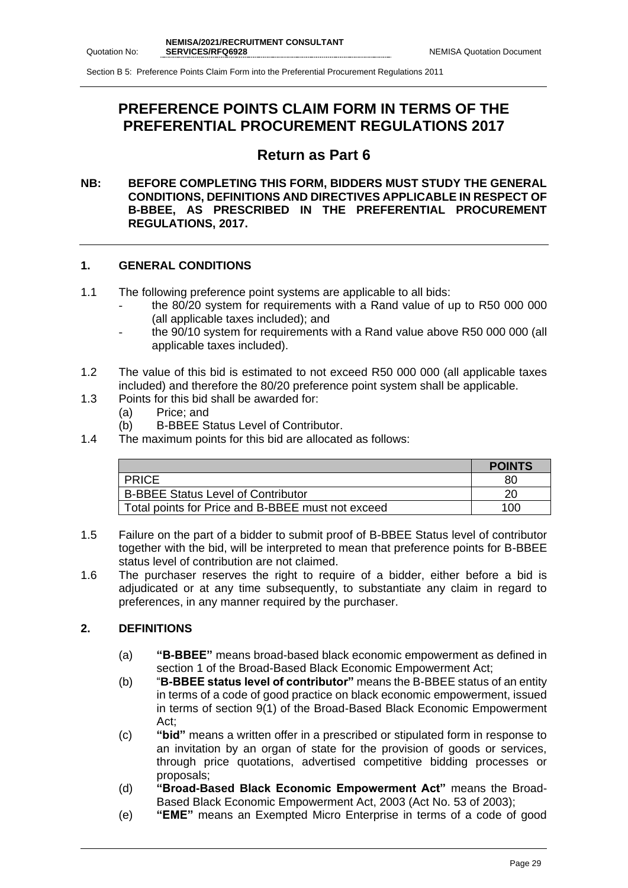# PREFERENCE POINTS CLAIM FORM IN TERMS OF THE PREFERENTIAL PROCUREMENT REGULATIONS 2017

## Return as Part 6

**NB: BEFORE COMPLETING THIS FORM, BIDDERS MUST STUDY THE GENERAL CONDITIONS, DEFINITIONS AND DIRECTIVES APPLICABLE IN RESPECT OF B-BBEE, AS PRESCRIBED IN THE PREFERENTIAL PROCUREMENT REGULATIONS, 2017.**

### 1. GENERAL CONDITIONS

1.1 The following preference point systems are applicable to all bids:
- the 80/20 system for requirements with a Rand value of up to R50 000 000 (all applicable taxes included); and
- the 90/10 system for requirements with a Rand value above R50 000 000 (all applicable taxes included).

1.2 The value of this bid is estimated to not exceed R50 000 000 (all applicable taxes included) and therefore the 80/20 preference point system shall be applicable.

1.3 Points for this bid shall be awarded for:
   (a) Price; and
   (b) B-BBEE Status Level of Contributor.

1.4 The maximum points for this bid are allocated as follows:

| | **POINTS** |
|---|---|
| PRICE | 80 |
| B-BBEE Status Level of Contributor | 20 |
| Total points for Price and B-BBEE must not exceed | 100 |

1.5 Failure on the part of a bidder to submit proof of B-BBEE Status level of contributor together with the bid, will be interpreted to mean that preference points for B-BBEE status level of contribution are not claimed.

1.6 The purchaser reserves the right to require of a bidder, either before a bid is adjudicated or at any time subsequently, to substantiate any claim in regard to preferences, in any manner required by the purchaser.

### 2. DEFINITIONS

(a) **"B-BBEE"** means broad-based black economic empowerment as defined in section 1 of the Broad-Based Black Economic Empowerment Act;

(b) "**B-BBEE status level of contributor"** means the B-BBEE status of an entity in terms of a code of good practice on black economic empowerment, issued in terms of section 9(1) of the Broad-Based Black Economic Empowerment Act;

(c) **"bid"** means a written offer in a prescribed or stipulated form in response to an invitation by an organ of state for the provision of goods or services, through price quotations, advertised competitive bidding processes or proposals;

(d) **"Broad-Based Black Economic Empowerment Act"** means the Broad-Based Black Economic Empowerment Act, 2003 (Act No. 53 of 2003);

(e) **"EME"** means an Exempted Micro Enterprise in terms of a code of good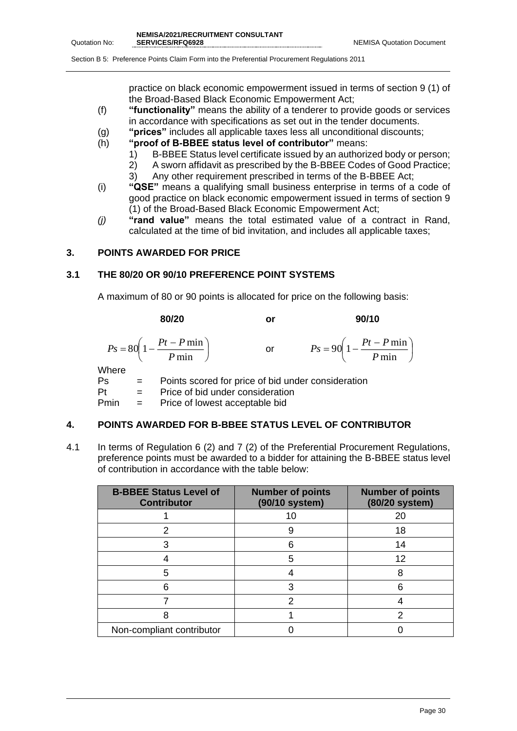practice on black economic empowerment issued in terms of section 9 (1) of the Broad-Based Black Economic Empowerment Act;

(f) **"functionality"** means the ability of a tenderer to provide goods or services in accordance with specifications as set out in the tender documents.

(g) **"prices"** includes all applicable taxes less all unconditional discounts;

(h) **"proof of B-BBEE status level of contributor"** means:
1) B-BBEE Status level certificate issued by an authorized body or person;
2) A sworn affidavit as prescribed by the B-BBEE Codes of Good Practice;
3) Any other requirement prescribed in terms of the B-BBEE Act;

(i) **"QSE"** means a qualifying small business enterprise in terms of a code of good practice on black economic empowerment issued in terms of section 9 (1) of the Broad-Based Black Economic Empowerment Act;

*(j)* **"rand value"** means the total estimated value of a contract in Rand, calculated at the time of bid invitation, and includes all applicable taxes;

## 3. POINTS AWARDED FOR PRICE

### 3.1 THE 80/20 OR 90/10 PREFERENCE POINT SYSTEMS

A maximum of 80 or 90 points is allocated for price on the following basis:

**80/20** **or** **90/10**

$$Ps = 80\left(1 - \frac{Pt - P\min}{P\min}\right) \quad \text{or} \quad Ps = 90\left(1 - \frac{Pt - P\min}{P\min}\right)$$

Where

Ps = Points scored for price of bid under consideration

Pt = Price of bid under consideration

Pmin = Price of lowest acceptable bid

## 4. POINTS AWARDED FOR B-BBEE STATUS LEVEL OF CONTRIBUTOR

4.1 In terms of Regulation 6 (2) and 7 (2) of the Preferential Procurement Regulations, preference points must be awarded to a bidder for attaining the B-BBEE status level of contribution in accordance with the table below:

| B-BBEE Status Level of Contributor | Number of points (90/10 system) | Number of points (80/20 system) |
|---|---|---|
| 1 | 10 | 20 |
| 2 | 9 | 18 |
| 3 | 6 | 14 |
| 4 | 5 | 12 |
| 5 | 4 | 8 |
| 6 | 3 | 6 |
| 7 | 2 | 4 |
| 8 | 1 | 2 |
| Non-compliant contributor | 0 | 0 |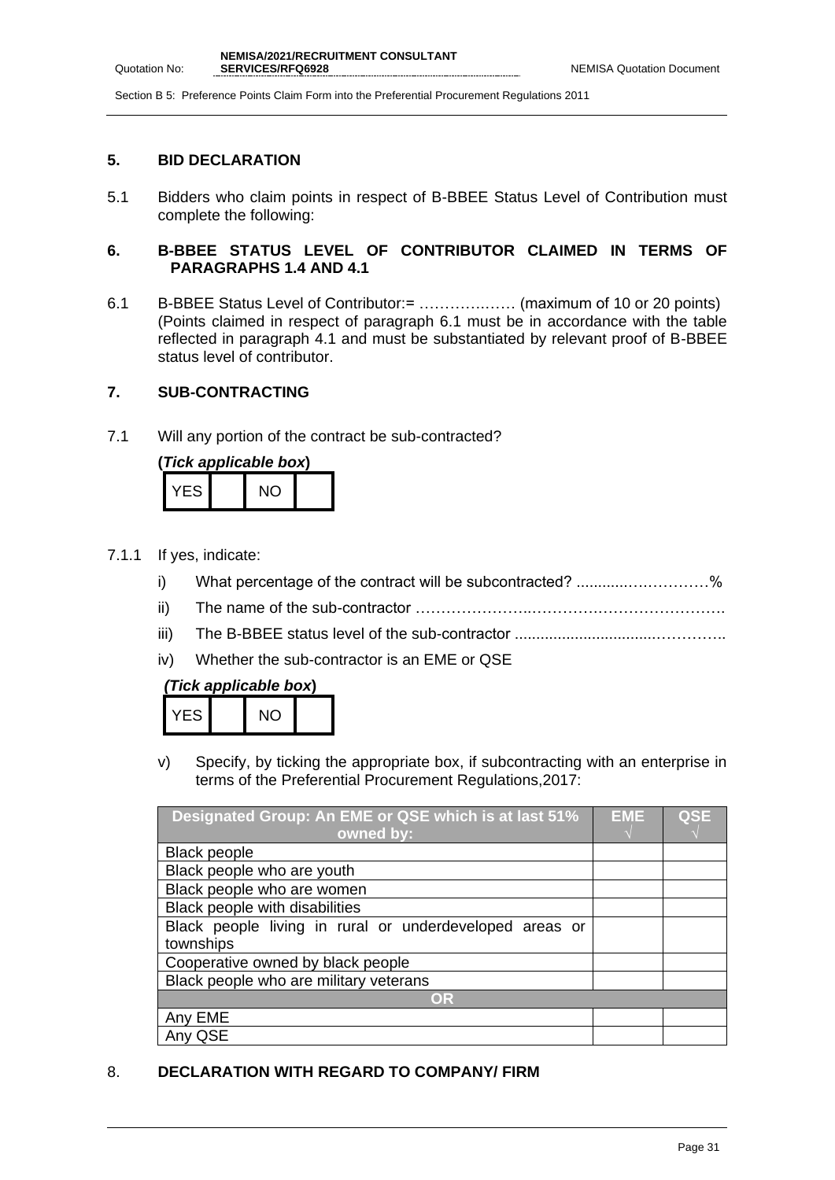## 5. BID DECLARATION

5.1 Bidders who claim points in respect of B-BBEE Status Level of Contribution must complete the following:

## 6. B-BBEE STATUS LEVEL OF CONTRIBUTOR CLAIMED IN TERMS OF PARAGRAPHS 1.4 AND 4.1

6.1 B-BBEE Status Level of Contributor:= ……………… (maximum of 10 or 20 points)
(Points claimed in respect of paragraph 6.1 must be in accordance with the table reflected in paragraph 4.1 and must be substantiated by relevant proof of B-BBEE status level of contributor.

## 7. SUB-CONTRACTING

7.1 Will any portion of the contract be sub-contracted?

**(*Tick applicable box*)**

| YES | | NO | |
|---|---|---|---|

7.1.1 If yes, indicate:

i) What percentage of the contract will be subcontracted? ..........……………%

ii) The name of the sub-contractor …………………..……………………………….

iii) The B-BBEE status level of the sub-contractor ...............................…………..

iv) Whether the sub-contractor is an EME or QSE

**(*Tick applicable box*)**

| YES | | NO | |
|---|---|---|---|

v) Specify, by ticking the appropriate box, if subcontracting with an enterprise in terms of the Preferential Procurement Regulations,2017:

| Designated Group: An EME or QSE which is at last 51% owned by: | EME √ | QSE √ |
|---|---|---|
| Black people | | |
| Black people who are youth | | |
| Black people who are women | | |
| Black people with disabilities | | |
| Black people living in rural or underdeveloped areas or townships | | |
| Cooperative owned by black people | | |
| Black people who are military veterans | | |
| **OR** | | |
| Any EME | | |
| Any QSE | | |

## 8. DECLARATION WITH REGARD TO COMPANY/ FIRM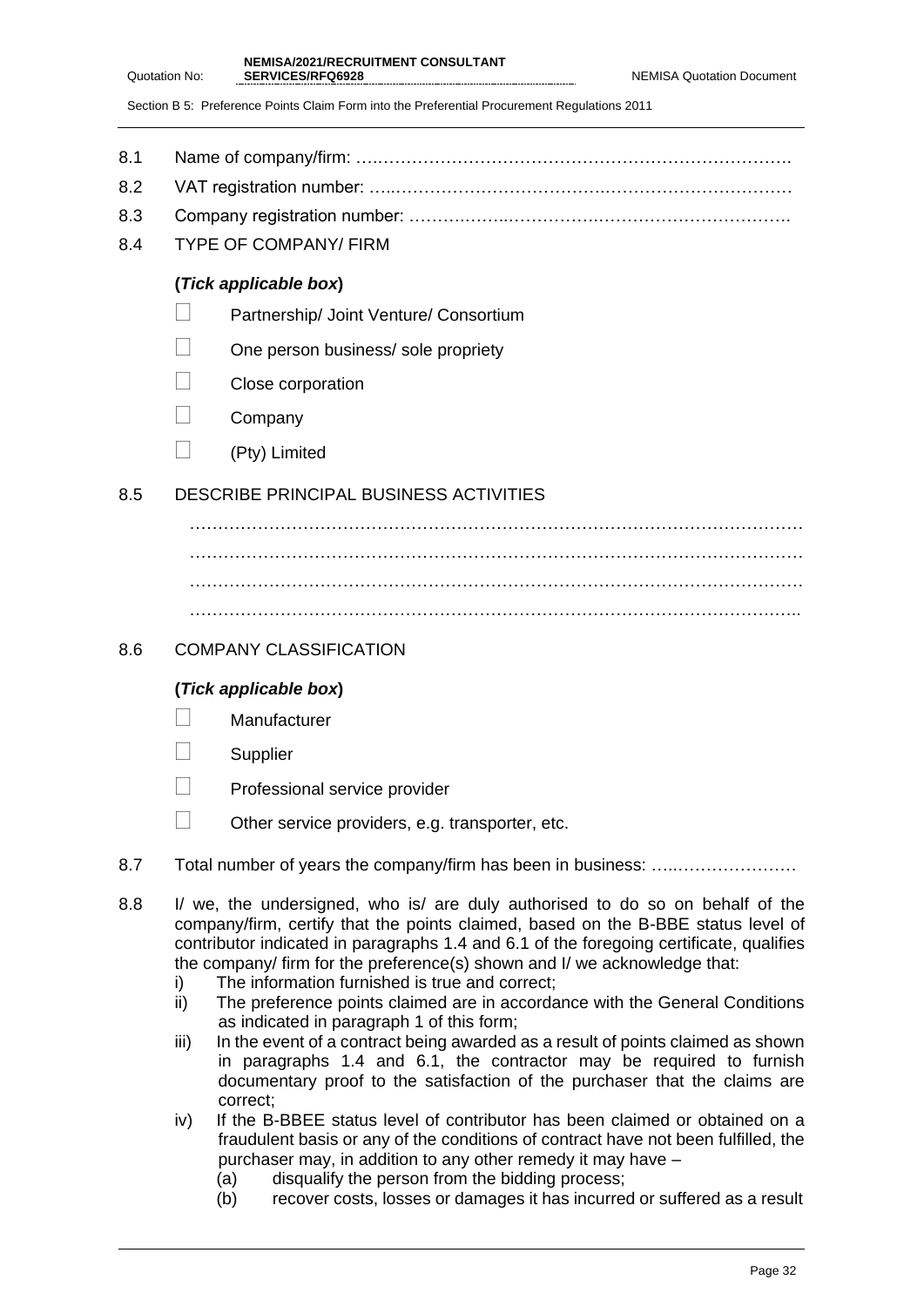8.1 Name of company/firm: ….……………………………………………………………….

8.2 VAT registration number: …..……………………………….…………………………

8.3 Company registration number: ……….……..…………….…………………………….

8.4 TYPE OF COMPANY/ FIRM

**(*Tick applicable box*)**

- ☐ Partnership/ Joint Venture/ Consortium
- ☐ One person business/ sole propriety
- ☐ Close corporation
- ☐ Company
- ☐ (Pty) Limited

8.5 DESCRIBE PRINCIPAL BUSINESS ACTIVITIES

…………………………………………………………………………………………………
…………………………………………………………………………………………………
…………………………………………………………………………………………………
…………………………………………………………………………………………….…..

8.6 COMPANY CLASSIFICATION

**(*Tick applicable box*)**

- ☐ Manufacturer
- ☐ Supplier
- ☐ Professional service provider
- ☐ Other service providers, e.g. transporter, etc.

8.7 Total number of years the company/firm has been in business: …..…………………

8.8 I/ we, the undersigned, who is/ are duly authorised to do so on behalf of the company/firm, certify that the points claimed, based on the B-BBE status level of contributor indicated in paragraphs 1.4 and 6.1 of the foregoing certificate, qualifies the company/ firm for the preference(s) shown and I/ we acknowledge that:

i) The information furnished is true and correct;

ii) The preference points claimed are in accordance with the General Conditions as indicated in paragraph 1 of this form;

iii) In the event of a contract being awarded as a result of points claimed as shown in paragraphs 1.4 and 6.1, the contractor may be required to furnish documentary proof to the satisfaction of the purchaser that the claims are correct;

iv) If the B-BBEE status level of contributor has been claimed or obtained on a fraudulent basis or any of the conditions of contract have not been fulfilled, the purchaser may, in addition to any other remedy it may have –

(a) disqualify the person from the bidding process;

(b) recover costs, losses or damages it has incurred or suffered as a result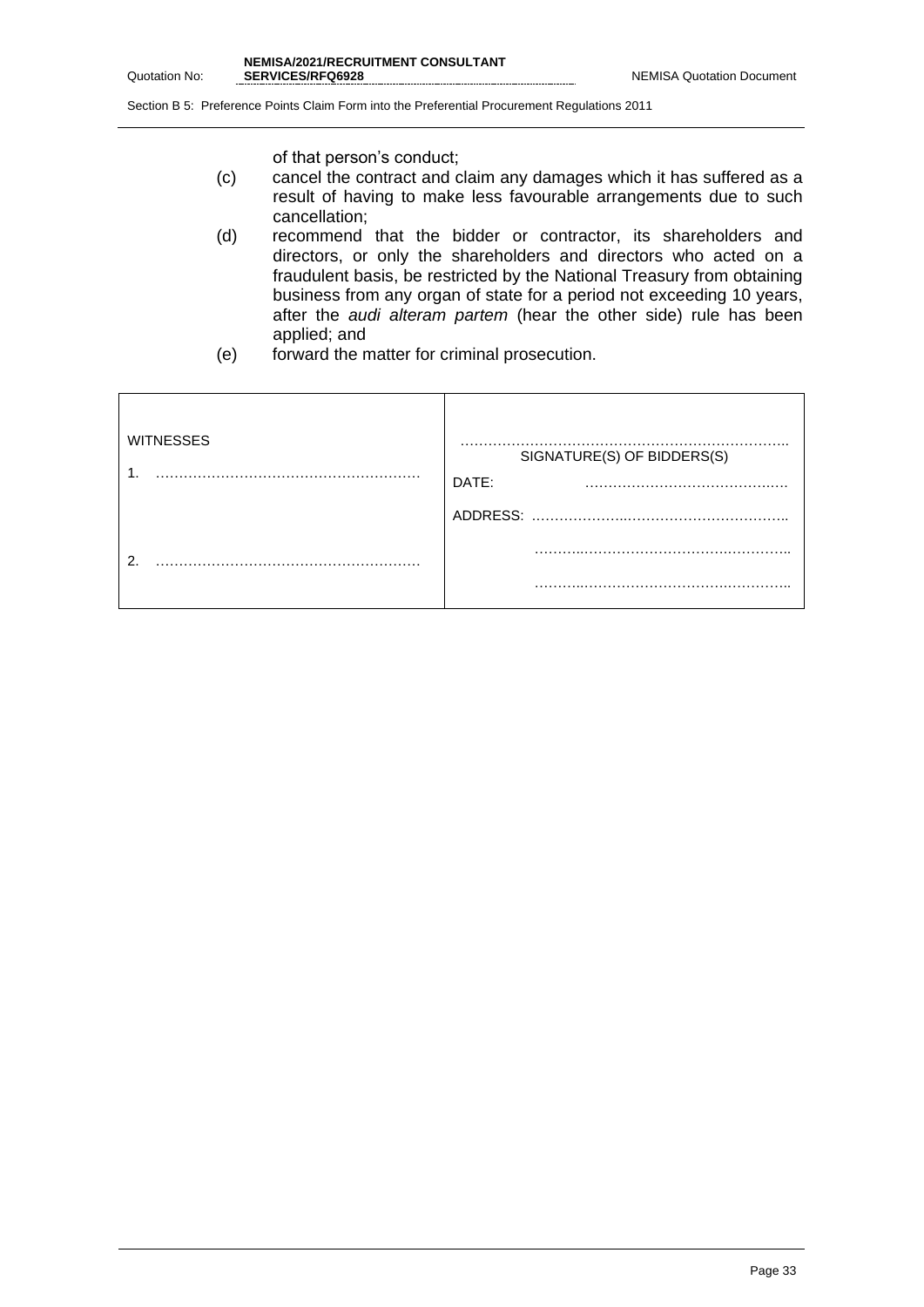of that person's conduct;

(c) cancel the contract and claim any damages which it has suffered as a result of having to make less favourable arrangements due to such cancellation;

(d) recommend that the bidder or contractor, its shareholders and directors, or only the shareholders and directors who acted on a fraudulent basis, be restricted by the National Treasury from obtaining business from any organ of state for a period not exceeding 10 years, after the *audi alteram partem* (hear the other side) rule has been applied; and

(e) forward the matter for criminal prosecution.

| WITNESSES | ………………………………………………………….. SIGNATURE(S) OF BIDDERS(S) |
|---|---|
| 1. ………………………………………………… | DATE: ……………………………………. |
| | ADDRESS: ……………………………………………….. |
| 2. ………………………………………………… | …………………………………………………….. |
| | …………………………………………………….. |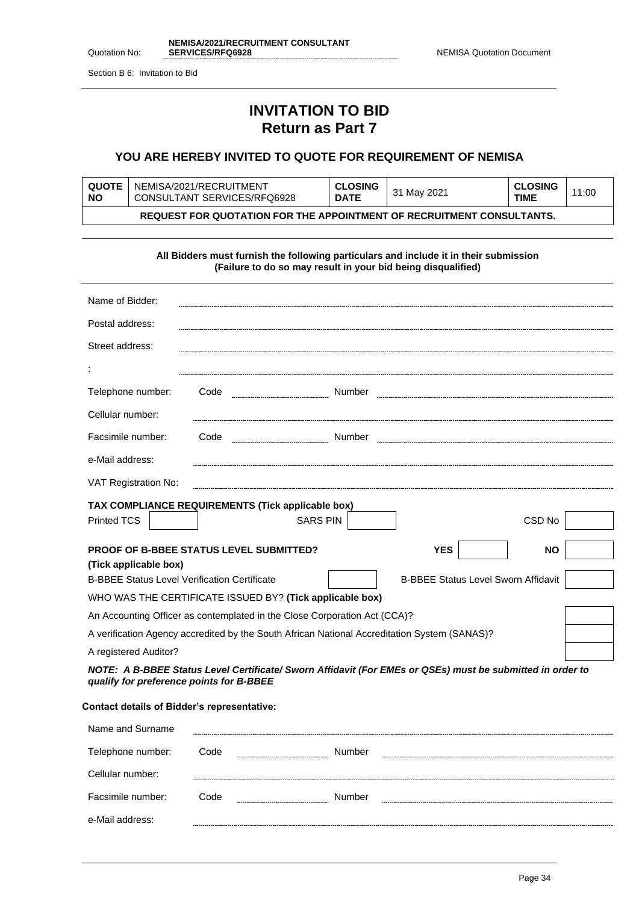Section B 6: Invitation to Bid

# INVITATION TO BID
## Return as Part 7

### YOU ARE HEREBY INVITED TO QUOTE FOR REQUIREMENT OF NEMISA

| QUOTE NO | NEMISA/2021/RECRUITMENT CONSULTANT SERVICES/RFQ6928 | CLOSING DATE | 31 May 2021 | CLOSING TIME | 11:00 |
|---|---|---|---|---|---|
| **REQUEST FOR QUOTATION FOR THE APPOINTMENT OF RECRUITMENT CONSULTANTS.** | | | | | |

**All Bidders must furnish the following particulars and include it in their submission (Failure to do so may result in your bid being disqualified)**

Name of Bidder: ..............................................

Postal address: ..............................................

Street address: ..............................................

: ..............................................

Telephone number: Code .................. Number ..................

Cellular number: ..............................................

Facsimile number: Code .................. Number ..................

e-Mail address: ..............................................

VAT Registration No: ..............................................

**TAX COMPLIANCE REQUIREMENTS (Tick applicable box)**

| Printed TCS | | SARS PIN | | CSD No | |
|---|---|---|---|---|---|

| **PROOF OF B-BBEE STATUS LEVEL SUBMITTED? (Tick applicable box)** | **YES** | | **NO** | |
|---|---|---|---|---|
| B-BBEE Status Level Verification Certificate | | B-BBEE Status Level Sworn Affidavit | | |

WHO WAS THE CERTIFICATE ISSUED BY? **(Tick applicable box)**

| | |
|---|---|
| An Accounting Officer as contemplated in the Close Corporation Act (CCA)? | |
| A verification Agency accredited by the South African National Accreditation System (SANAS)? | |
| A registered Auditor? | |

***NOTE: A B-BBEE Status Level Certificate/ Sworn Affidavit (For EMEs or QSEs) must be submitted in order to qualify for preference points for B-BBEE***

**Contact details of Bidder's representative:**

Name and Surname ..............................................

Telephone number: Code .................. Number ..................

Cellular number: ..............................................

Facsimile number: Code .................. Number ..................

e-Mail address: ..............................................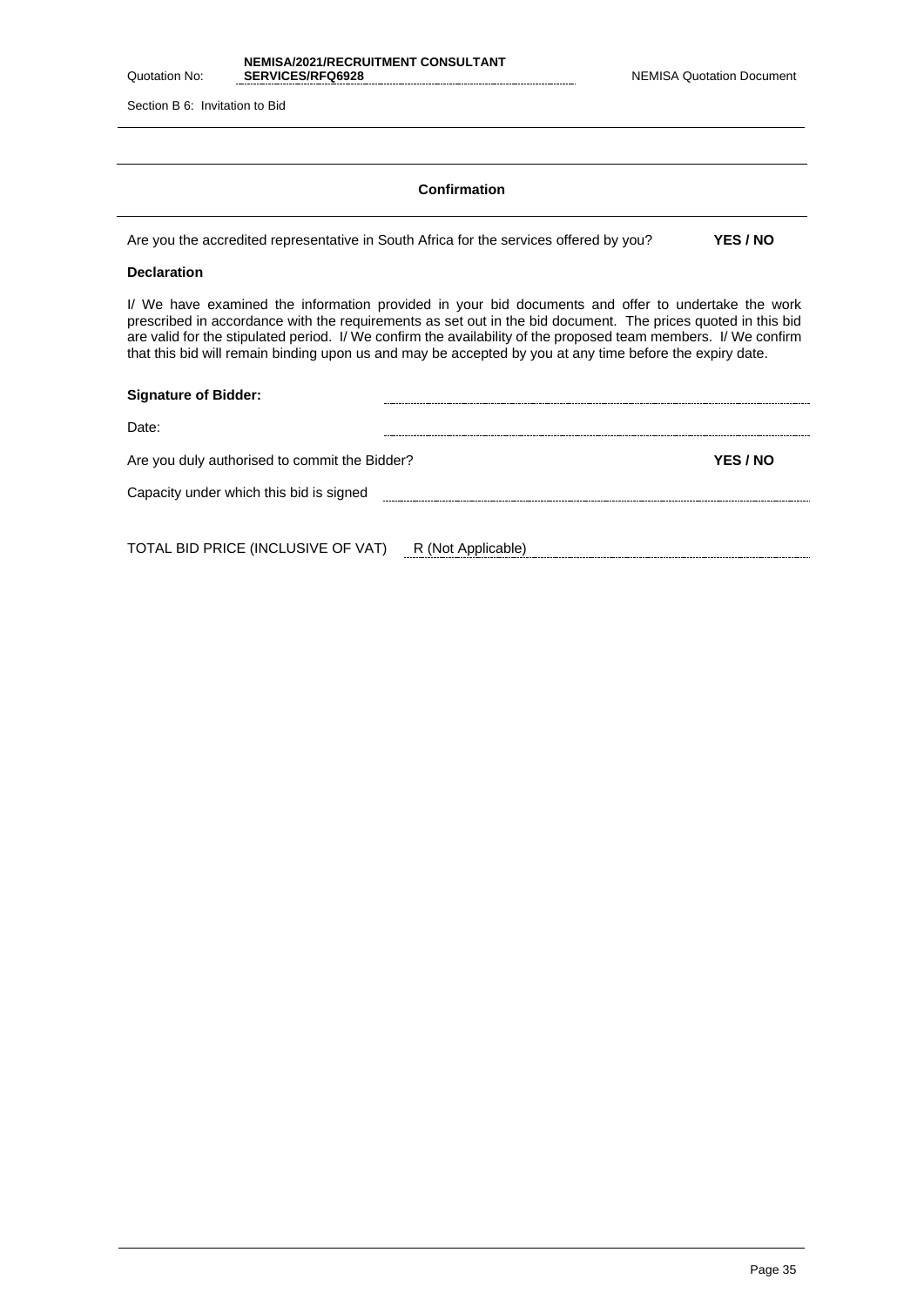## Confirmation

Are you the accredited representative in South Africa for the services offered by you? **YES / NO**

**Declaration**

I/ We have examined the information provided in your bid documents and offer to undertake the work prescribed in accordance with the requirements as set out in the bid document. The prices quoted in this bid are valid for the stipulated period. I/ We confirm the availability of the proposed team members. I/ We confirm that this bid will remain binding upon us and may be accepted by you at any time before the expiry date.

**Signature of Bidder:** ..............................................................

Date: ..............................................................

Are you duly authorised to commit the Bidder? **YES / NO**

Capacity under which this bid is signed ..............................................................

TOTAL BID PRICE (INCLUSIVE OF VAT) R (Not Applicable)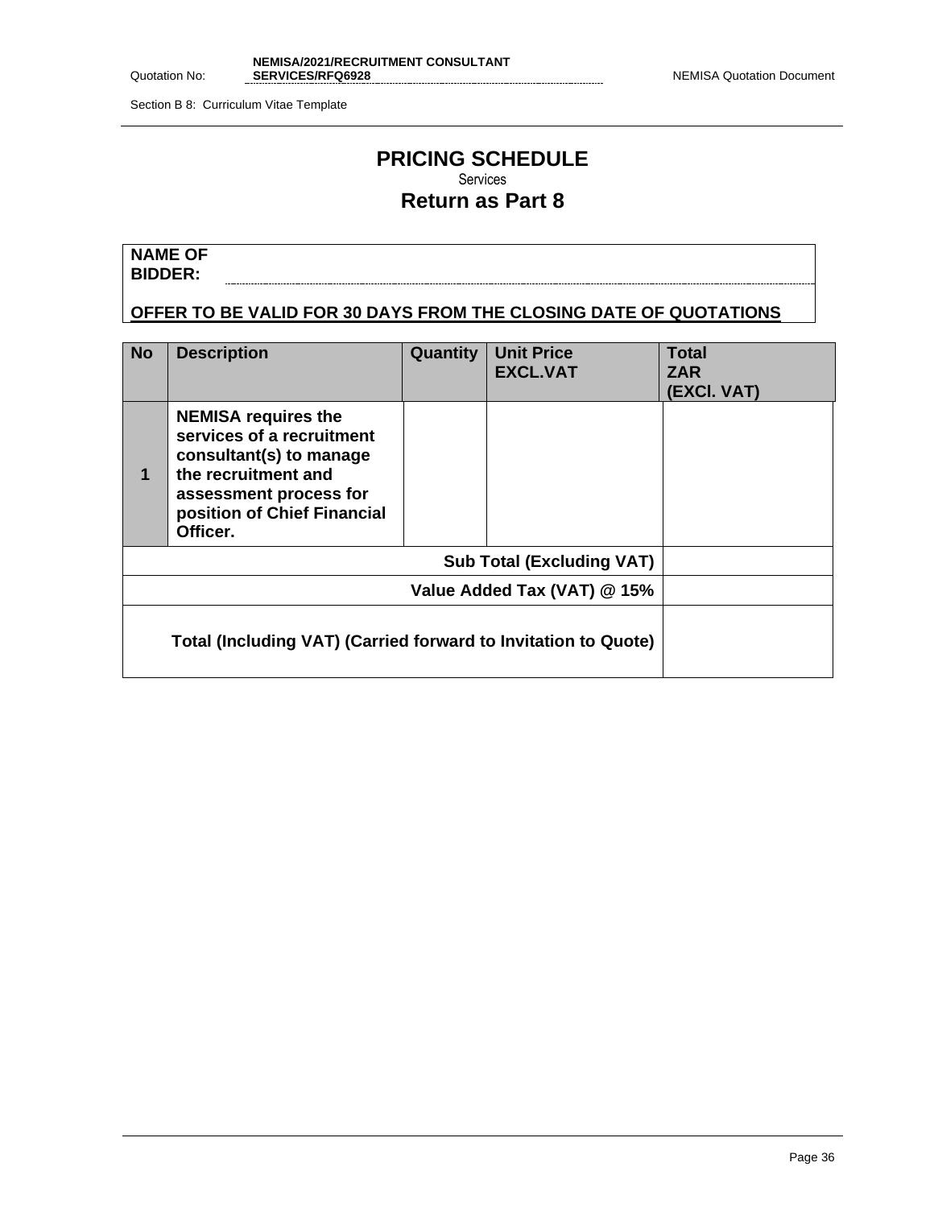# PRICING SCHEDULE

Services

## Return as Part 8

| NAME OF BIDDER: | |
|---|---|
| **OFFER TO BE VALID FOR 30 DAYS FROM THE CLOSING DATE OF QUOTATIONS** | |

| No | Description | Quantity | Unit Price EXCL.VAT | Total ZAR (EXCl. VAT) |
|---|---|---|---|---|
| **1** | **NEMISA requires the services of a recruitment consultant(s) to manage the recruitment and assessment process for position of Chief Financial Officer.** | | | |
| | | | **Sub Total (Excluding VAT)** | |
| | | | **Value Added Tax (VAT) @ 15%** | |
| | | | **Total (Including VAT) (Carried forward to Invitation to Quote)** | |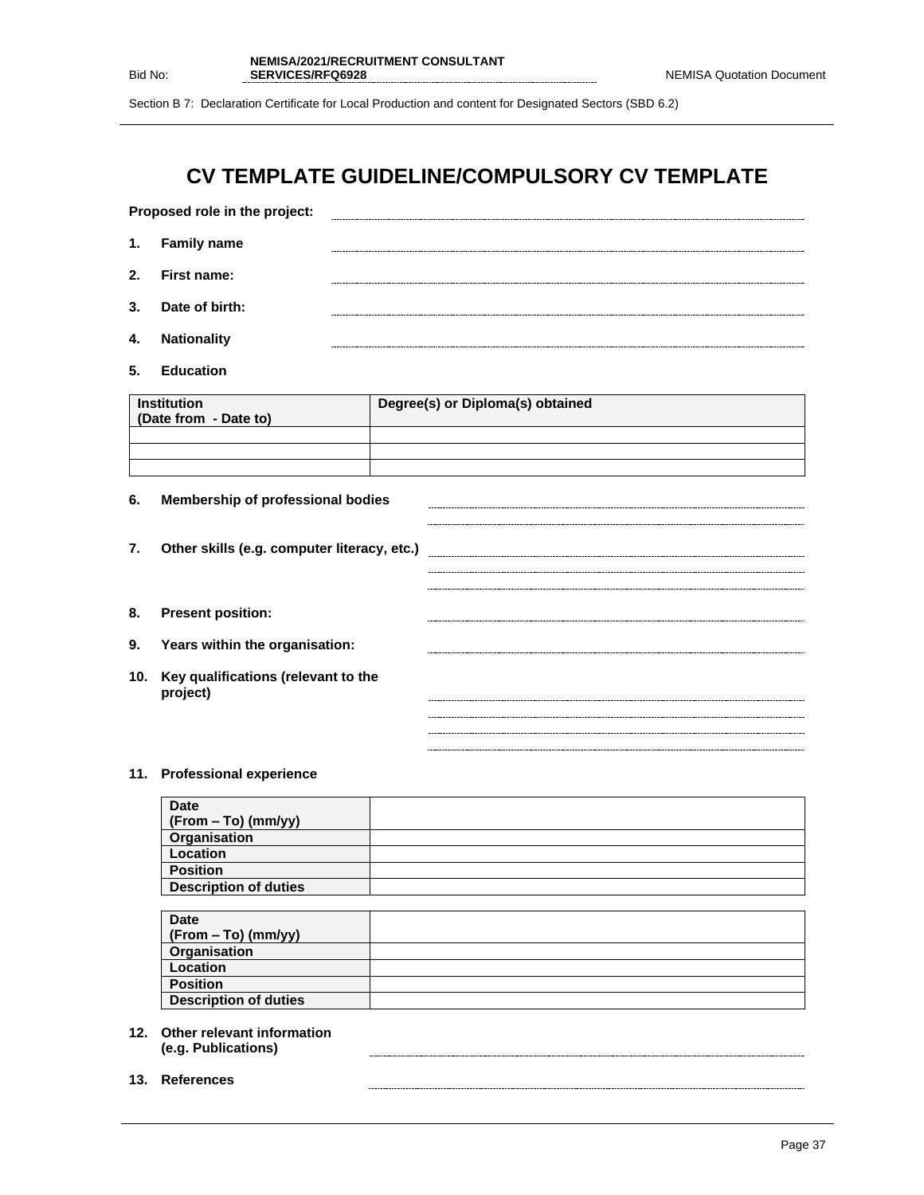# CV TEMPLATE GUIDELINE/COMPULSORY CV TEMPLATE

**Proposed role in the project:** ..............................

1. **Family name** ..............................
2. **First name:** ..............................
3. **Date of birth:** ..............................
4. **Nationality** ..............................
5. **Education**

| Institution (Date from - Date to) | Degree(s) or Diploma(s) obtained |
|---|---|
| | |
| | |
| | |

6. **Membership of professional bodies** ..............................
..............................
7. **Other skills (e.g. computer literacy, etc.)** ..............................
..............................
..............................
8. **Present position:** ..............................
9. **Years within the organisation:** ..............................
10. **Key qualifications (relevant to the project)** ..............................
..............................
..............................
..............................
11. **Professional experience**

| | |
|---|---|
| **Date (From – To) (mm/yy)** | |
| **Organisation** | |
| **Location** | |
| **Position** | |
| **Description of duties** | |

| | |
|---|---|
| **Date (From – To) (mm/yy)** | |
| **Organisation** | |
| **Location** | |
| **Position** | |
| **Description of duties** | |

12. **Other relevant information (e.g. Publications)** ..............................
13. **References** ..............................